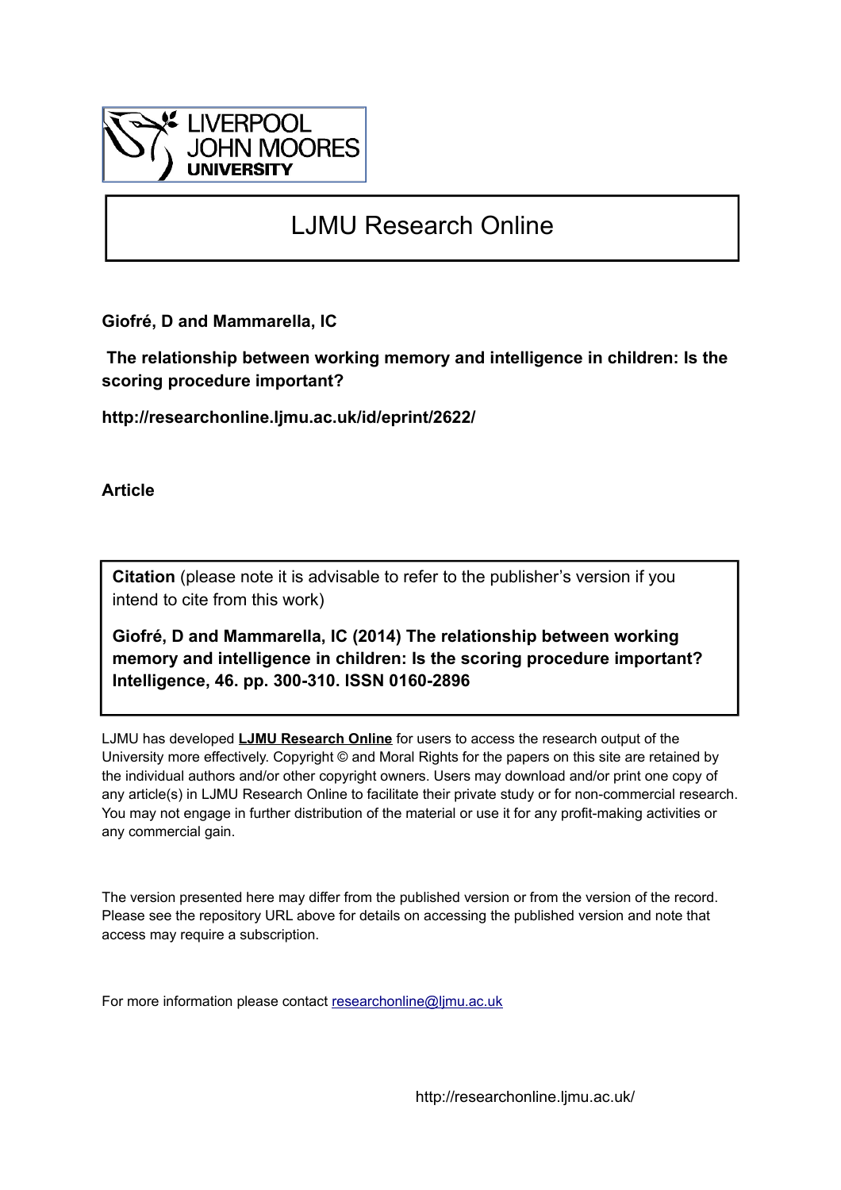LIVERPOOL JOHN MOORES UNIVERSITY

# LJMU Research Online

**Giofré, D and Mammarella, IC**

**The relationship between working memory and intelligence in children: Is the scoring procedure important?**

**http://researchonline.ljmu.ac.uk/id/eprint/2622/**

**Article**

**Citation** (please note it is advisable to refer to the publisher's version if you intend to cite from this work)

**Giofré, D and Mammarella, IC (2014) The relationship between working memory and intelligence in children: Is the scoring procedure important? Intelligence, 46. pp. 300-310. ISSN 0160-2896**

LJMU has developed **LJMU Research Online** for users to access the research output of the University more effectively. Copyright © and Moral Rights for the papers on this site are retained by the individual authors and/or other copyright owners. Users may download and/or print one copy of any article(s) in LJMU Research Online to facilitate their private study or for non-commercial research. You may not engage in further distribution of the material or use it for any profit-making activities or any commercial gain.

The version presented here may differ from the published version or from the version of the record. Please see the repository URL above for details on accessing the published version and note that access may require a subscription.

For more information please contact researchonline@ljmu.ac.uk

http://researchonline.ljmu.ac.uk/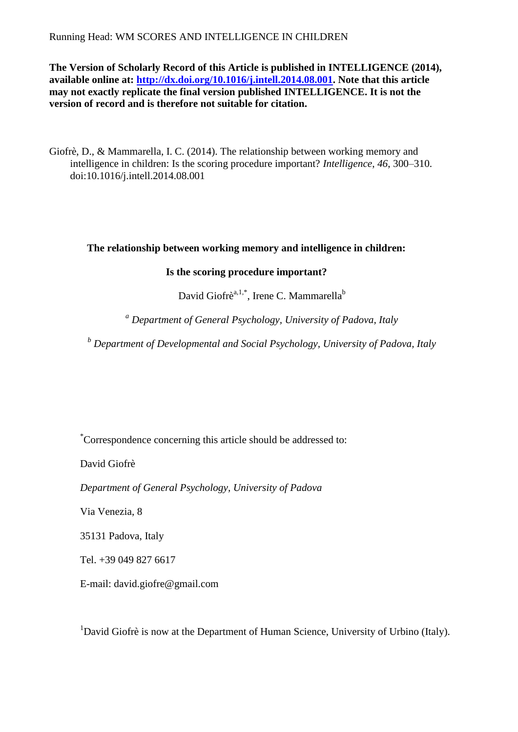**The Version of Scholarly Record of this Article is published in INTELLIGENCE (2014), available online at: http://dx.doi.org/10.1016/j.intell.2014.08.001. Note that this article may not exactly replicate the final version published INTELLIGENCE. It is not the version of record and is therefore not suitable for citation.**

Giofrè, D., & Mammarella, I. C. (2014). The relationship between working memory and intelligence in children: Is the scoring procedure important? *Intelligence*, *46*, 300–310. doi:10.1016/j.intell.2014.08.001

# The relationship between working memory and intelligence in children: Is the scoring procedure important?

David Giofrè[a,1,*], Irene C. Mammarella[b]

[a] *Department of General Psychology, University of Padova, Italy*

[b] *Department of Developmental and Social Psychology, University of Padova, Italy*

[*]Correspondence concerning this article should be addressed to:

David Giofrè

*Department of General Psychology, University of Padova*

Via Venezia, 8

35131 Padova, Italy

Tel. +39 049 827 6617

E-mail: david.giofre@gmail.com

[1]David Giofrè is now at the Department of Human Science, University of Urbino (Italy).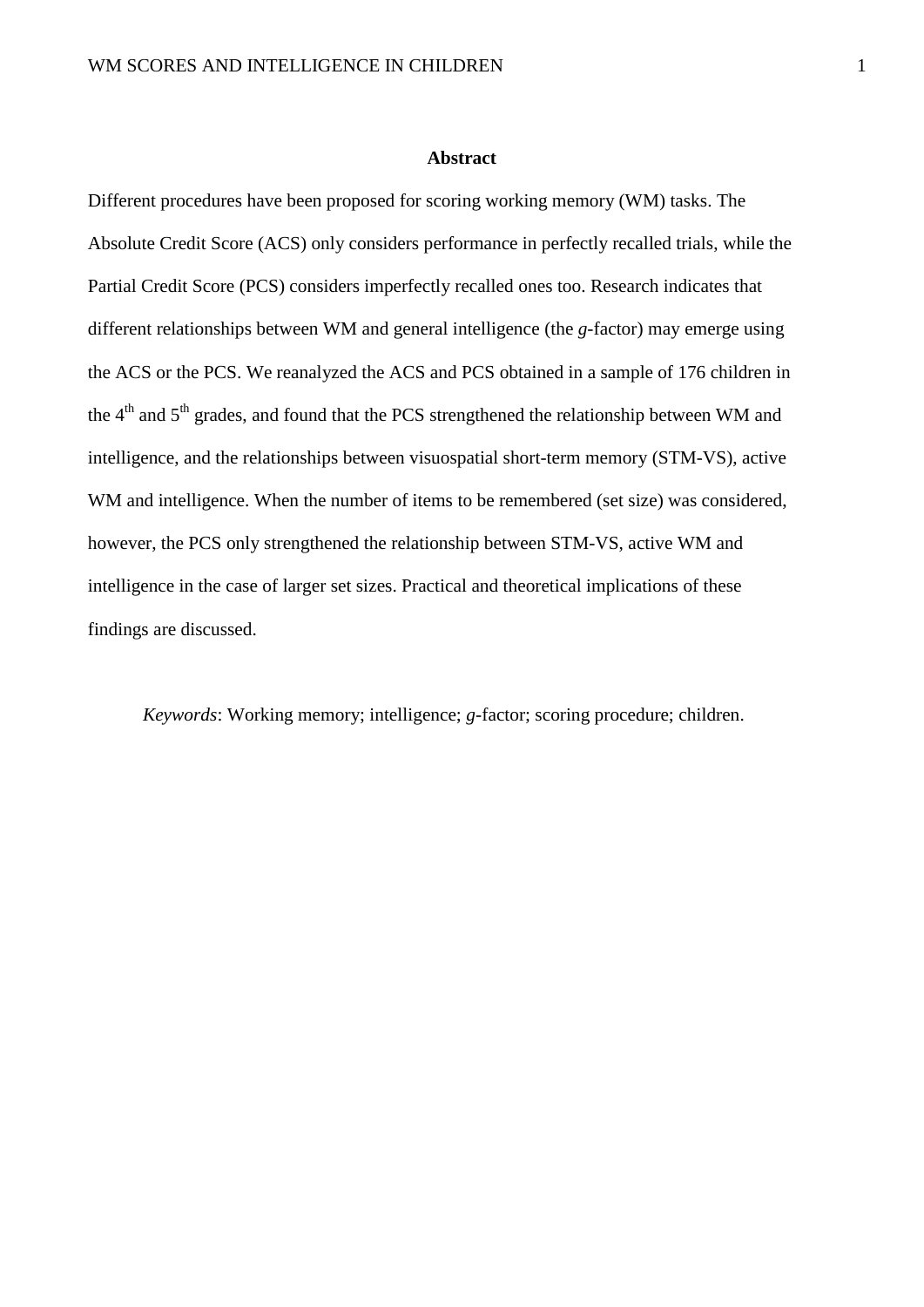# Abstract

Different procedures have been proposed for scoring working memory (WM) tasks. The Absolute Credit Score (ACS) only considers performance in perfectly recalled trials, while the Partial Credit Score (PCS) considers imperfectly recalled ones too. Research indicates that different relationships between WM and general intelligence (the *g*-factor) may emerge using the ACS or the PCS. We reanalyzed the ACS and PCS obtained in a sample of 176 children in the 4th and 5th grades, and found that the PCS strengthened the relationship between WM and intelligence, and the relationships between visuospatial short-term memory (STM-VS), active WM and intelligence. When the number of items to be remembered (set size) was considered, however, the PCS only strengthened the relationship between STM-VS, active WM and intelligence in the case of larger set sizes. Practical and theoretical implications of these findings are discussed.

*Keywords*: Working memory; intelligence; *g*-factor; scoring procedure; children.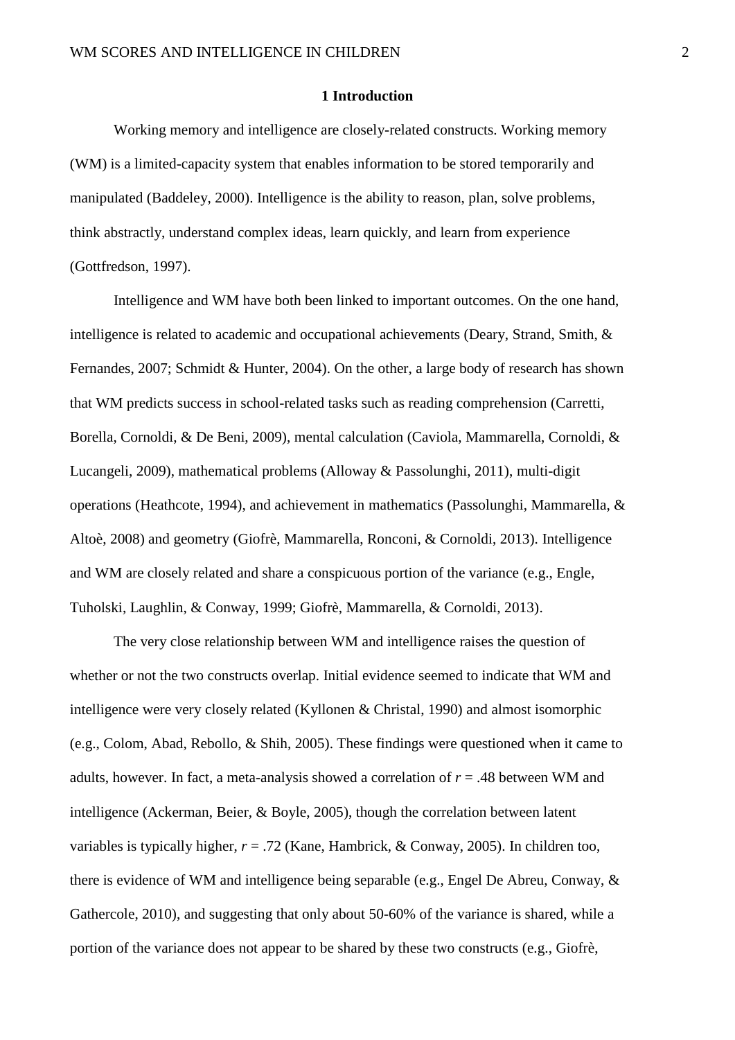## 1 Introduction

Working memory and intelligence are closely-related constructs. Working memory (WM) is a limited-capacity system that enables information to be stored temporarily and manipulated (Baddeley, 2000). Intelligence is the ability to reason, plan, solve problems, think abstractly, understand complex ideas, learn quickly, and learn from experience (Gottfredson, 1997).

Intelligence and WM have both been linked to important outcomes. On the one hand, intelligence is related to academic and occupational achievements (Deary, Strand, Smith, & Fernandes, 2007; Schmidt & Hunter, 2004). On the other, a large body of research has shown that WM predicts success in school-related tasks such as reading comprehension (Carretti, Borella, Cornoldi, & De Beni, 2009), mental calculation (Caviola, Mammarella, Cornoldi, & Lucangeli, 2009), mathematical problems (Alloway & Passolunghi, 2011), multi-digit operations (Heathcote, 1994), and achievement in mathematics (Passolunghi, Mammarella, & Altoè, 2008) and geometry (Giofrè, Mammarella, Ronconi, & Cornoldi, 2013). Intelligence and WM are closely related and share a conspicuous portion of the variance (e.g., Engle, Tuholski, Laughlin, & Conway, 1999; Giofrè, Mammarella, & Cornoldi, 2013).

The very close relationship between WM and intelligence raises the question of whether or not the two constructs overlap. Initial evidence seemed to indicate that WM and intelligence were very closely related (Kyllonen & Christal, 1990) and almost isomorphic (e.g., Colom, Abad, Rebollo, & Shih, 2005). These findings were questioned when it came to adults, however. In fact, a meta-analysis showed a correlation of $r = .48$ between WM and intelligence (Ackerman, Beier, & Boyle, 2005), though the correlation between latent variables is typically higher, $r = .72$ (Kane, Hambrick, & Conway, 2005). In children too, there is evidence of WM and intelligence being separable (e.g., Engel De Abreu, Conway, & Gathercole, 2010), and suggesting that only about 50-60% of the variance is shared, while a portion of the variance does not appear to be shared by these two constructs (e.g., Giofrè,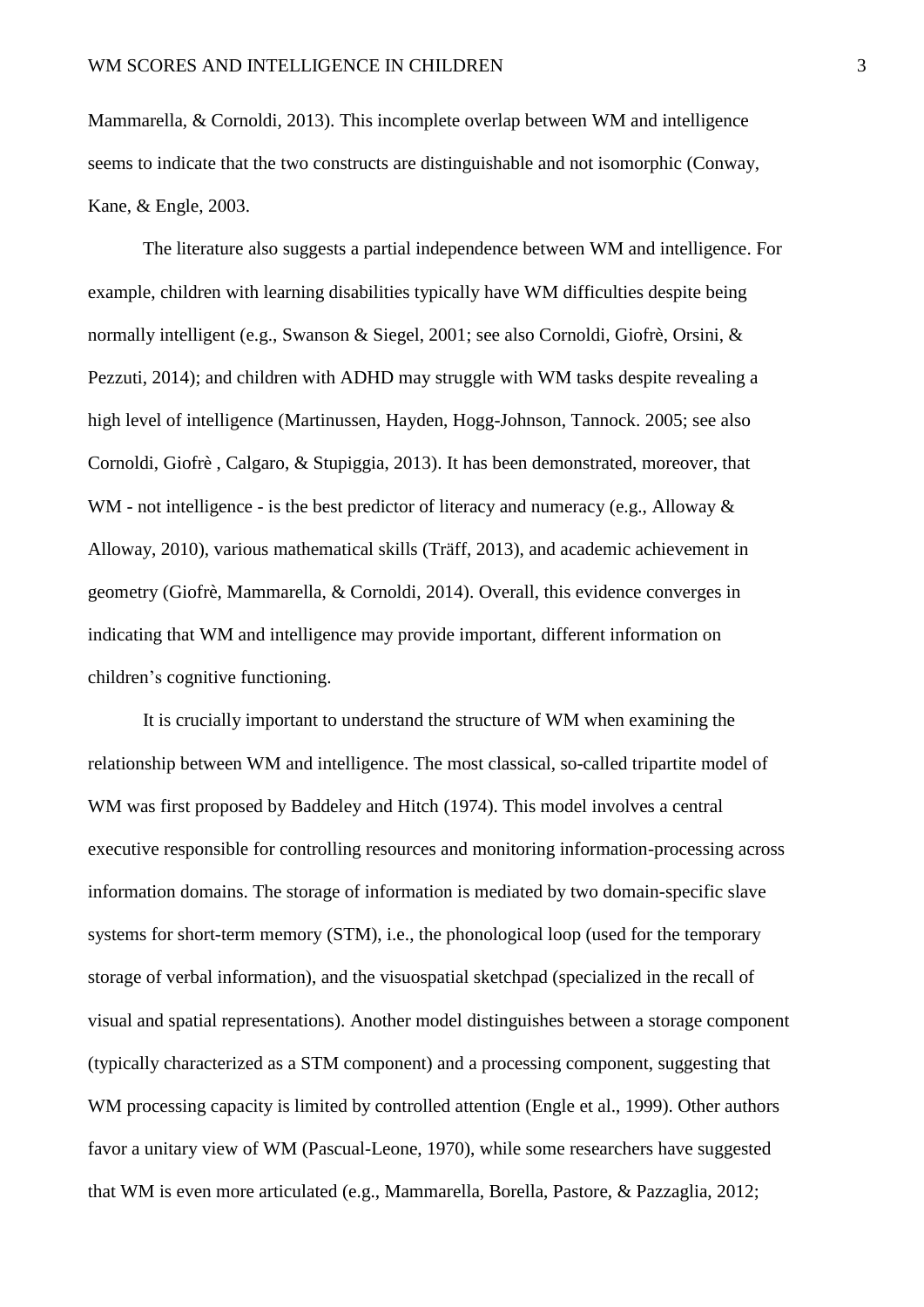Mammarella, & Cornoldi, 2013). This incomplete overlap between WM and intelligence seems to indicate that the two constructs are distinguishable and not isomorphic (Conway, Kane, & Engle, 2003.

The literature also suggests a partial independence between WM and intelligence. For example, children with learning disabilities typically have WM difficulties despite being normally intelligent (e.g., Swanson & Siegel, 2001; see also Cornoldi, Giofrè, Orsini, & Pezzuti, 2014); and children with ADHD may struggle with WM tasks despite revealing a high level of intelligence (Martinussen, Hayden, Hogg-Johnson, Tannock. 2005; see also Cornoldi, Giofrè , Calgaro, & Stupiggia, 2013). It has been demonstrated, moreover, that WM - not intelligence - is the best predictor of literacy and numeracy (e.g., Alloway & Alloway, 2010), various mathematical skills (Träff, 2013), and academic achievement in geometry (Giofrè, Mammarella, & Cornoldi, 2014). Overall, this evidence converges in indicating that WM and intelligence may provide important, different information on children's cognitive functioning.

It is crucially important to understand the structure of WM when examining the relationship between WM and intelligence. The most classical, so-called tripartite model of WM was first proposed by Baddeley and Hitch (1974). This model involves a central executive responsible for controlling resources and monitoring information-processing across information domains. The storage of information is mediated by two domain-specific slave systems for short-term memory (STM), i.e., the phonological loop (used for the temporary storage of verbal information), and the visuospatial sketchpad (specialized in the recall of visual and spatial representations). Another model distinguishes between a storage component (typically characterized as a STM component) and a processing component, suggesting that WM processing capacity is limited by controlled attention (Engle et al., 1999). Other authors favor a unitary view of WM (Pascual-Leone, 1970), while some researchers have suggested that WM is even more articulated (e.g., Mammarella, Borella, Pastore, & Pazzaglia, 2012;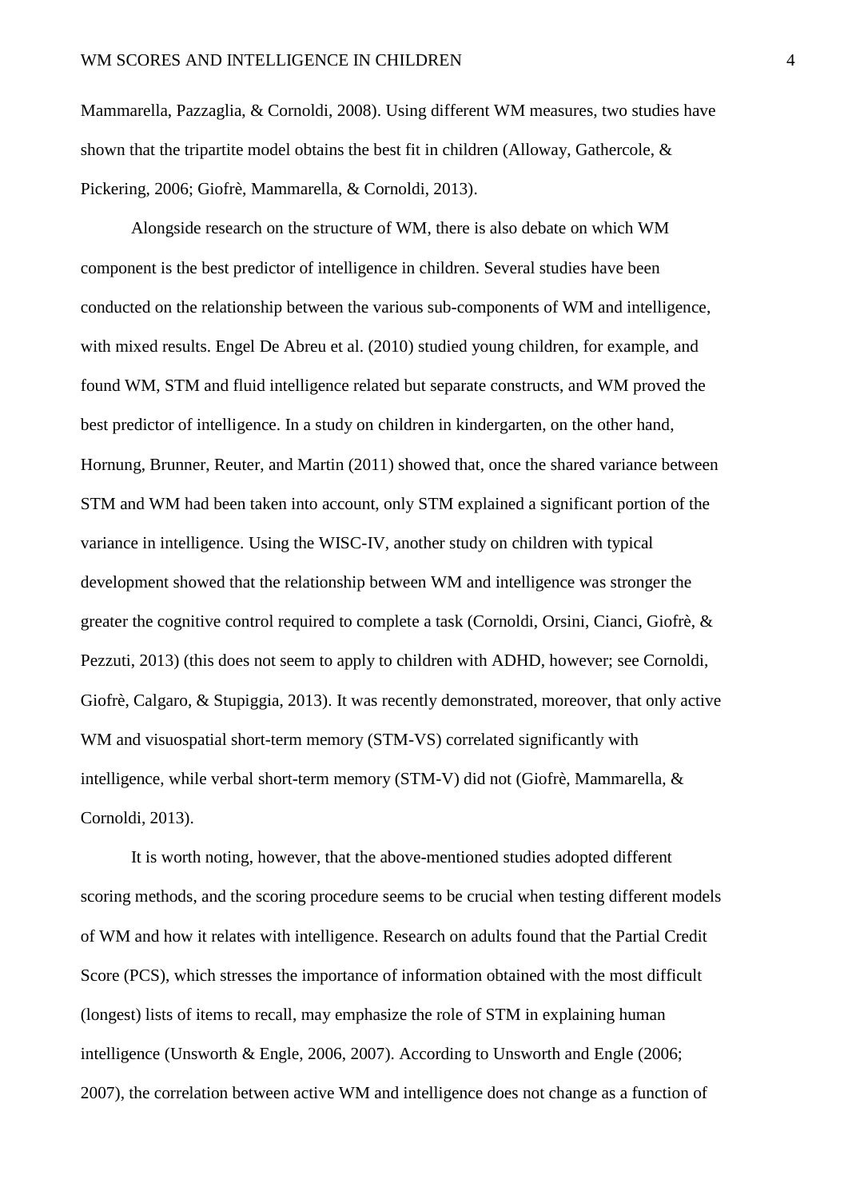Mammarella, Pazzaglia, & Cornoldi, 2008). Using different WM measures, two studies have shown that the tripartite model obtains the best fit in children (Alloway, Gathercole, & Pickering, 2006; Giofrè, Mammarella, & Cornoldi, 2013).

Alongside research on the structure of WM, there is also debate on which WM component is the best predictor of intelligence in children. Several studies have been conducted on the relationship between the various sub-components of WM and intelligence, with mixed results. Engel De Abreu et al. (2010) studied young children, for example, and found WM, STM and fluid intelligence related but separate constructs, and WM proved the best predictor of intelligence. In a study on children in kindergarten, on the other hand, Hornung, Brunner, Reuter, and Martin (2011) showed that, once the shared variance between STM and WM had been taken into account, only STM explained a significant portion of the variance in intelligence. Using the WISC-IV, another study on children with typical development showed that the relationship between WM and intelligence was stronger the greater the cognitive control required to complete a task (Cornoldi, Orsini, Cianci, Giofrè, & Pezzuti, 2013) (this does not seem to apply to children with ADHD, however; see Cornoldi, Giofrè, Calgaro, & Stupiggia, 2013). It was recently demonstrated, moreover, that only active WM and visuospatial short-term memory (STM-VS) correlated significantly with intelligence, while verbal short-term memory (STM-V) did not (Giofrè, Mammarella, & Cornoldi, 2013).

It is worth noting, however, that the above-mentioned studies adopted different scoring methods, and the scoring procedure seems to be crucial when testing different models of WM and how it relates with intelligence. Research on adults found that the Partial Credit Score (PCS), which stresses the importance of information obtained with the most difficult (longest) lists of items to recall, may emphasize the role of STM in explaining human intelligence (Unsworth & Engle, 2006, 2007). According to Unsworth and Engle (2006; 2007), the correlation between active WM and intelligence does not change as a function of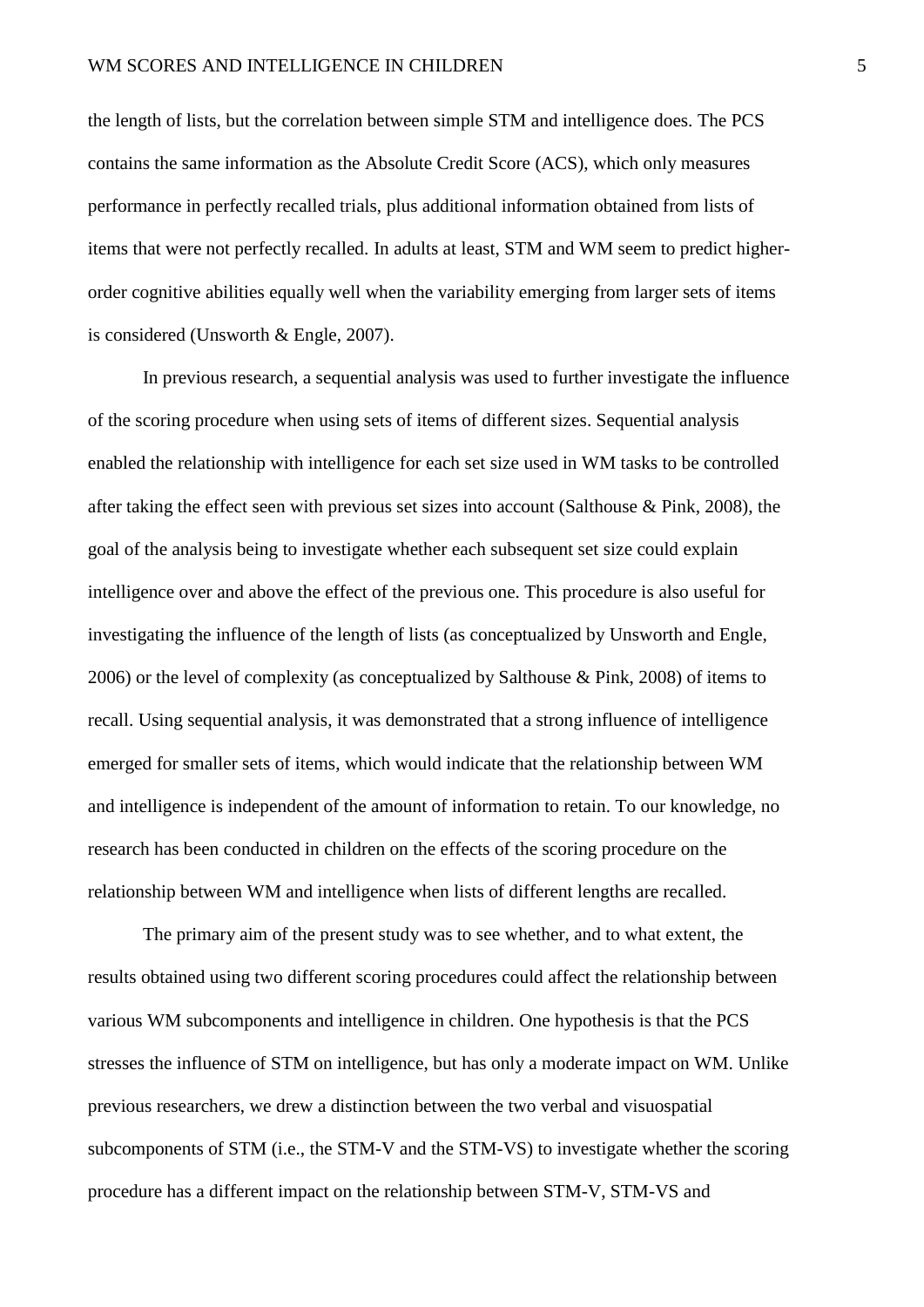the length of lists, but the correlation between simple STM and intelligence does. The PCS contains the same information as the Absolute Credit Score (ACS), which only measures performance in perfectly recalled trials, plus additional information obtained from lists of items that were not perfectly recalled. In adults at least, STM and WM seem to predict higher-order cognitive abilities equally well when the variability emerging from larger sets of items is considered (Unsworth & Engle, 2007).

In previous research, a sequential analysis was used to further investigate the influence of the scoring procedure when using sets of items of different sizes. Sequential analysis enabled the relationship with intelligence for each set size used in WM tasks to be controlled after taking the effect seen with previous set sizes into account (Salthouse & Pink, 2008), the goal of the analysis being to investigate whether each subsequent set size could explain intelligence over and above the effect of the previous one. This procedure is also useful for investigating the influence of the length of lists (as conceptualized by Unsworth and Engle, 2006) or the level of complexity (as conceptualized by Salthouse & Pink, 2008) of items to recall. Using sequential analysis, it was demonstrated that a strong influence of intelligence emerged for smaller sets of items, which would indicate that the relationship between WM and intelligence is independent of the amount of information to retain. To our knowledge, no research has been conducted in children on the effects of the scoring procedure on the relationship between WM and intelligence when lists of different lengths are recalled.

The primary aim of the present study was to see whether, and to what extent, the results obtained using two different scoring procedures could affect the relationship between various WM subcomponents and intelligence in children. One hypothesis is that the PCS stresses the influence of STM on intelligence, but has only a moderate impact on WM. Unlike previous researchers, we drew a distinction between the two verbal and visuospatial subcomponents of STM (i.e., the STM-V and the STM-VS) to investigate whether the scoring procedure has a different impact on the relationship between STM-V, STM-VS and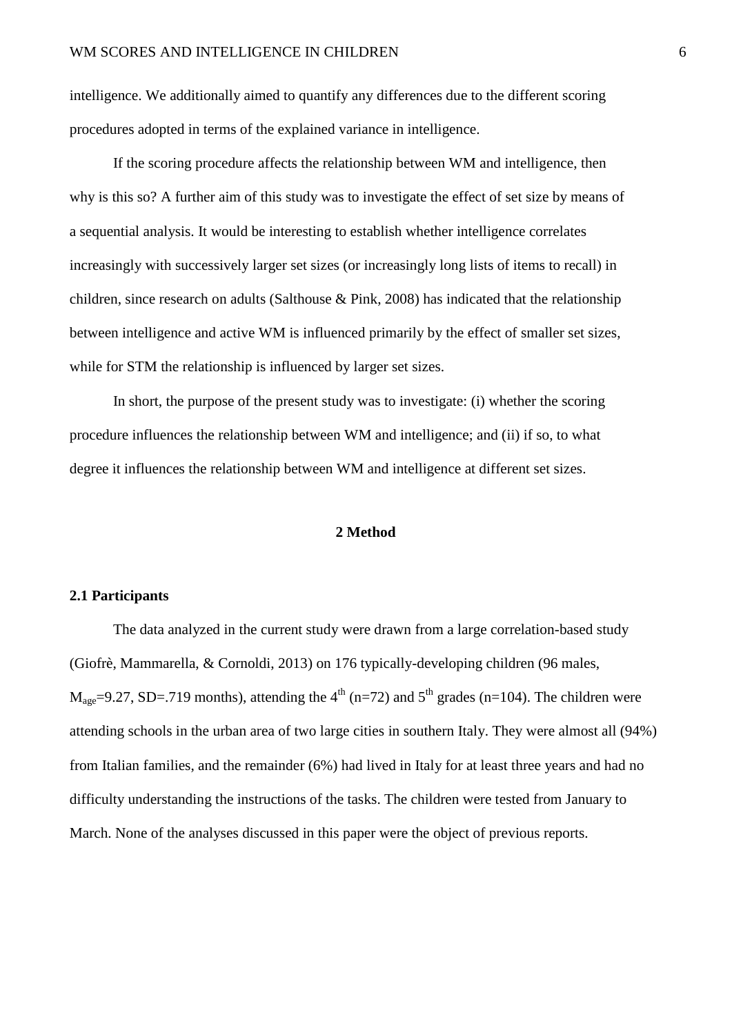intelligence. We additionally aimed to quantify any differences due to the different scoring procedures adopted in terms of the explained variance in intelligence.

If the scoring procedure affects the relationship between WM and intelligence, then why is this so? A further aim of this study was to investigate the effect of set size by means of a sequential analysis. It would be interesting to establish whether intelligence correlates increasingly with successively larger set sizes (or increasingly long lists of items to recall) in children, since research on adults (Salthouse & Pink, 2008) has indicated that the relationship between intelligence and active WM is influenced primarily by the effect of smaller set sizes, while for STM the relationship is influenced by larger set sizes.

In short, the purpose of the present study was to investigate: (i) whether the scoring procedure influences the relationship between WM and intelligence; and (ii) if so, to what degree it influences the relationship between WM and intelligence at different set sizes.

## 2 Method

### 2.1 Participants

The data analyzed in the current study were drawn from a large correlation-based study (Giofrè, Mammarella, & Cornoldi, 2013) on 176 typically-developing children (96 males, $M_{age}$=9.27, SD=.719 months), attending the 4th (n=72) and 5th grades (n=104). The children were attending schools in the urban area of two large cities in southern Italy. They were almost all (94%) from Italian families, and the remainder (6%) had lived in Italy for at least three years and had no difficulty understanding the instructions of the tasks. The children were tested from January to March. None of the analyses discussed in this paper were the object of previous reports.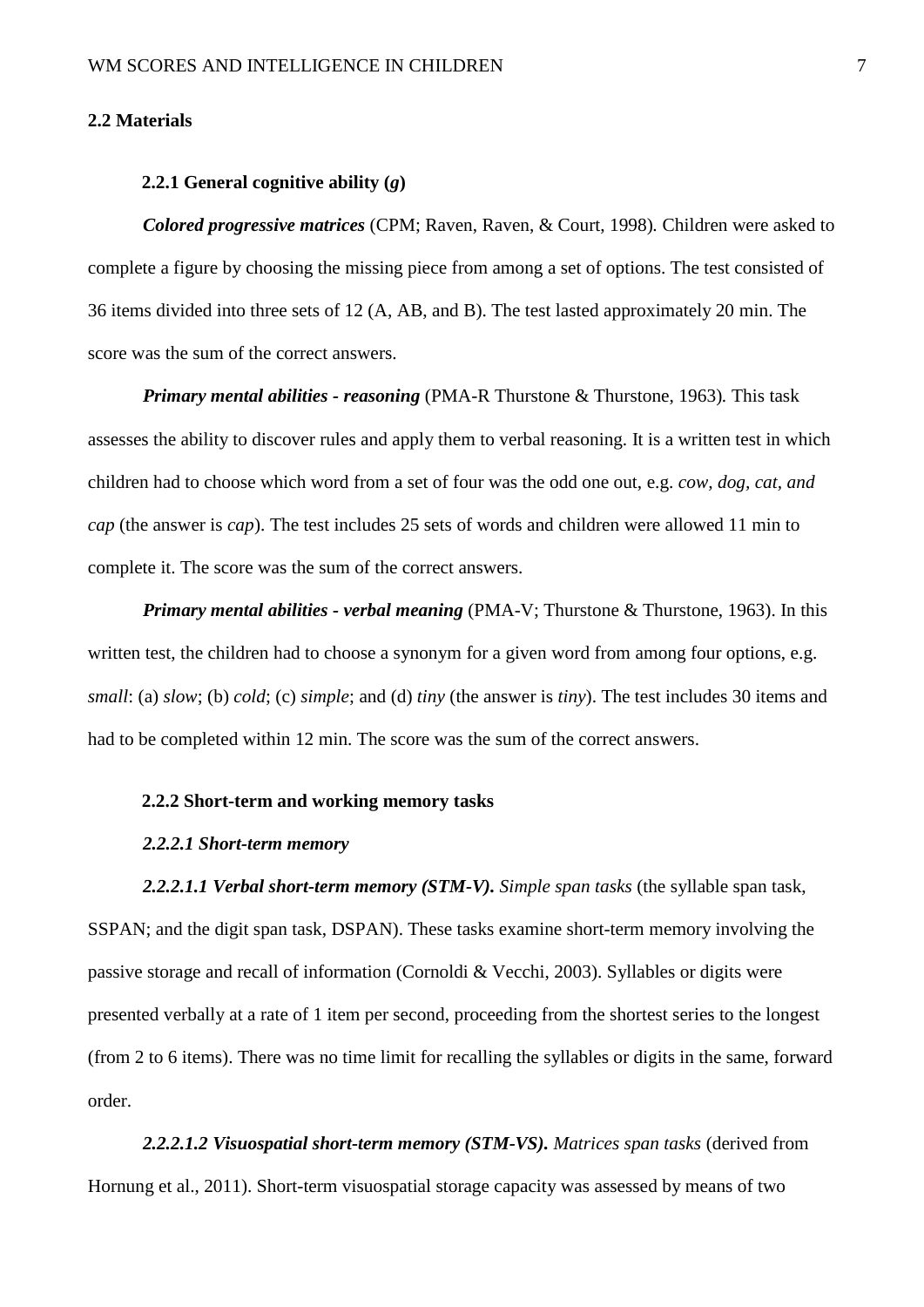## 2.2 Materials

### 2.2.1 General cognitive ability (*g*)

***Colored progressive matrices*** (CPM; Raven, Raven, & Court, 1998). Children were asked to complete a figure by choosing the missing piece from among a set of options. The test consisted of 36 items divided into three sets of 12 (A, AB, and B). The test lasted approximately 20 min. The score was the sum of the correct answers.

***Primary mental abilities - reasoning*** (PMA-R Thurstone & Thurstone, 1963). This task assesses the ability to discover rules and apply them to verbal reasoning. It is a written test in which children had to choose which word from a set of four was the odd one out, e.g. *cow, dog, cat, and cap* (the answer is *cap*). The test includes 25 sets of words and children were allowed 11 min to complete it. The score was the sum of the correct answers.

***Primary mental abilities - verbal meaning*** (PMA-V; Thurstone & Thurstone, 1963). In this written test, the children had to choose a synonym for a given word from among four options, e.g. *small*: (a) *slow*; (b) *cold*; (c) *simple*; and (d) *tiny* (the answer is *tiny*). The test includes 30 items and had to be completed within 12 min. The score was the sum of the correct answers.

### 2.2.2 Short-term and working memory tasks

#### *2.2.2.1 Short-term memory*

***2.2.2.1.1 Verbal short-term memory (STM-V).*** *Simple span tasks* (the syllable span task, SSPAN; and the digit span task, DSPAN). These tasks examine short-term memory involving the passive storage and recall of information (Cornoldi & Vecchi, 2003). Syllables or digits were presented verbally at a rate of 1 item per second, proceeding from the shortest series to the longest (from 2 to 6 items). There was no time limit for recalling the syllables or digits in the same, forward order.

***2.2.2.1.2 Visuospatial short-term memory (STM-VS).*** *Matrices span tasks* (derived from Hornung et al., 2011). Short-term visuospatial storage capacity was assessed by means of two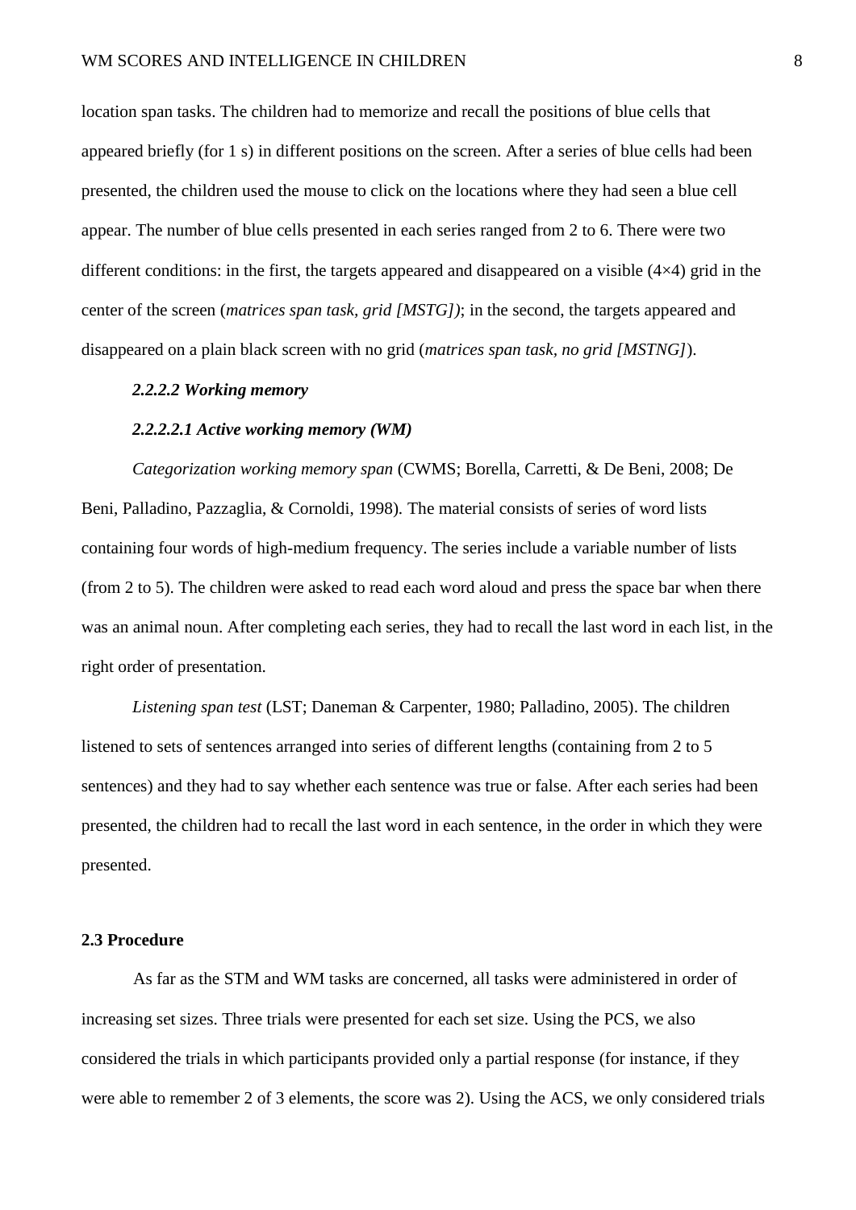location span tasks. The children had to memorize and recall the positions of blue cells that appeared briefly (for 1 s) in different positions on the screen. After a series of blue cells had been presented, the children used the mouse to click on the locations where they had seen a blue cell appear. The number of blue cells presented in each series ranged from 2 to 6. There were two different conditions: in the first, the targets appeared and disappeared on a visible (4×4) grid in the center of the screen (*matrices span task, grid [MSTG])*; in the second, the targets appeared and disappeared on a plain black screen with no grid (*matrices span task, no grid [MSTNG]*).

#### *2.2.2.2 Working memory*

##### *2.2.2.2.1 Active working memory (WM)*

*Categorization working memory span* (CWMS; Borella, Carretti, & De Beni, 2008; De Beni, Palladino, Pazzaglia, & Cornoldi, 1998). The material consists of series of word lists containing four words of high-medium frequency. The series include a variable number of lists (from 2 to 5). The children were asked to read each word aloud and press the space bar when there was an animal noun. After completing each series, they had to recall the last word in each list, in the right order of presentation.

*Listening span test* (LST; Daneman & Carpenter, 1980; Palladino, 2005). The children listened to sets of sentences arranged into series of different lengths (containing from 2 to 5 sentences) and they had to say whether each sentence was true or false. After each series had been presented, the children had to recall the last word in each sentence, in the order in which they were presented.

## 2.3 Procedure

As far as the STM and WM tasks are concerned, all tasks were administered in order of increasing set sizes. Three trials were presented for each set size. Using the PCS, we also considered the trials in which participants provided only a partial response (for instance, if they were able to remember 2 of 3 elements, the score was 2). Using the ACS, we only considered trials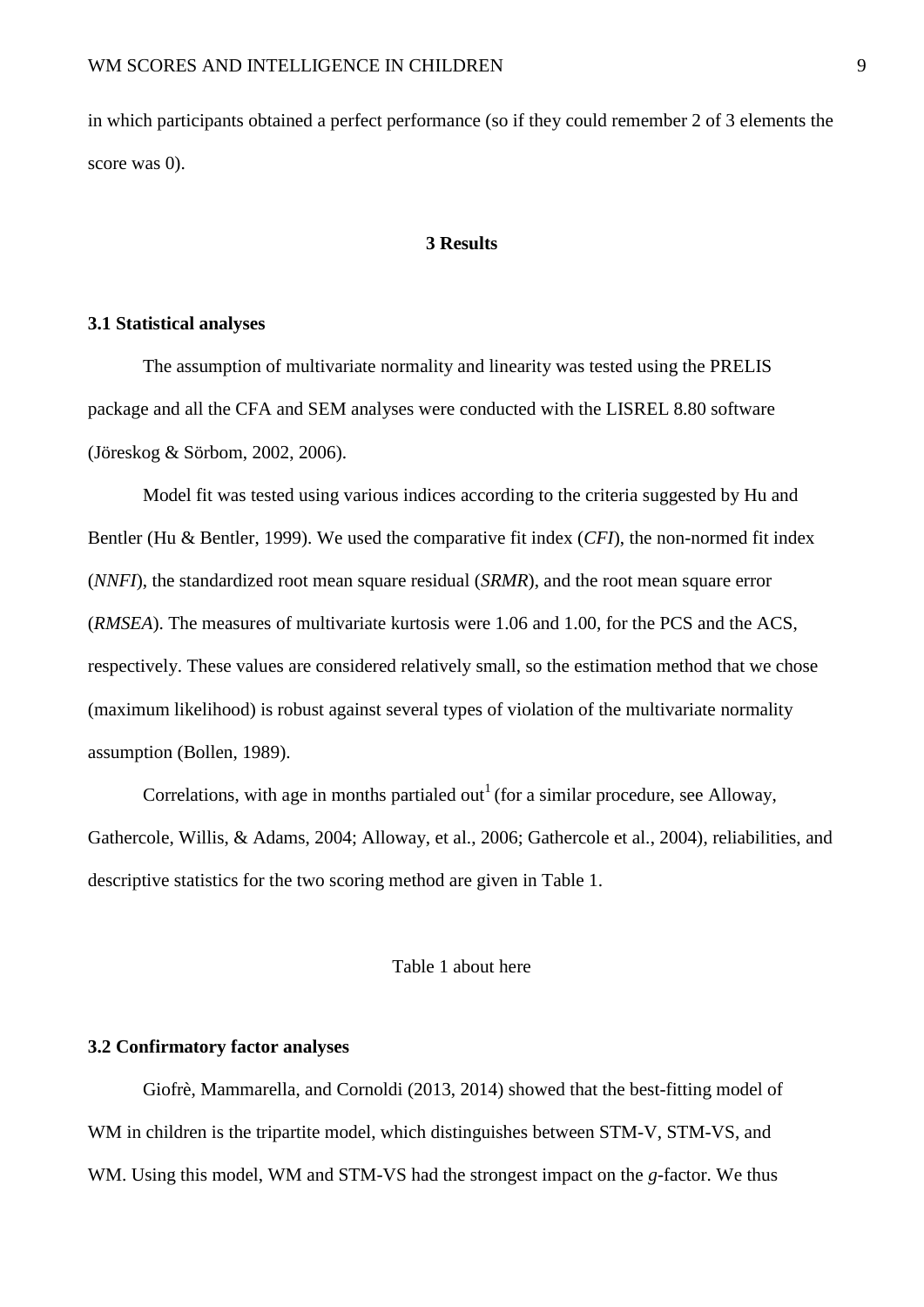in which participants obtained a perfect performance (so if they could remember 2 of 3 elements the score was 0).

## 3 Results

### 3.1 Statistical analyses

The assumption of multivariate normality and linearity was tested using the PRELIS package and all the CFA and SEM analyses were conducted with the LISREL 8.80 software (Jöreskog & Sörbom, 2002, 2006).

Model fit was tested using various indices according to the criteria suggested by Hu and Bentler (Hu & Bentler, 1999). We used the comparative fit index (*CFI*), the non-normed fit index (*NNFI*), the standardized root mean square residual (*SRMR*), and the root mean square error (*RMSEA*). The measures of multivariate kurtosis were 1.06 and 1.00, for the PCS and the ACS, respectively. These values are considered relatively small, so the estimation method that we chose (maximum likelihood) is robust against several types of violation of the multivariate normality assumption (Bollen, 1989).

Correlations, with age in months partialed out[1] (for a similar procedure, see Alloway, Gathercole, Willis, & Adams, 2004; Alloway, et al., 2006; Gathercole et al., 2004), reliabilities, and descriptive statistics for the two scoring method are given in Table 1.

Table 1 about here

### 3.2 Confirmatory factor analyses

Giofrè, Mammarella, and Cornoldi (2013, 2014) showed that the best-fitting model of WM in children is the tripartite model, which distinguishes between STM-V, STM-VS, and WM. Using this model, WM and STM-VS had the strongest impact on the *g*-factor. We thus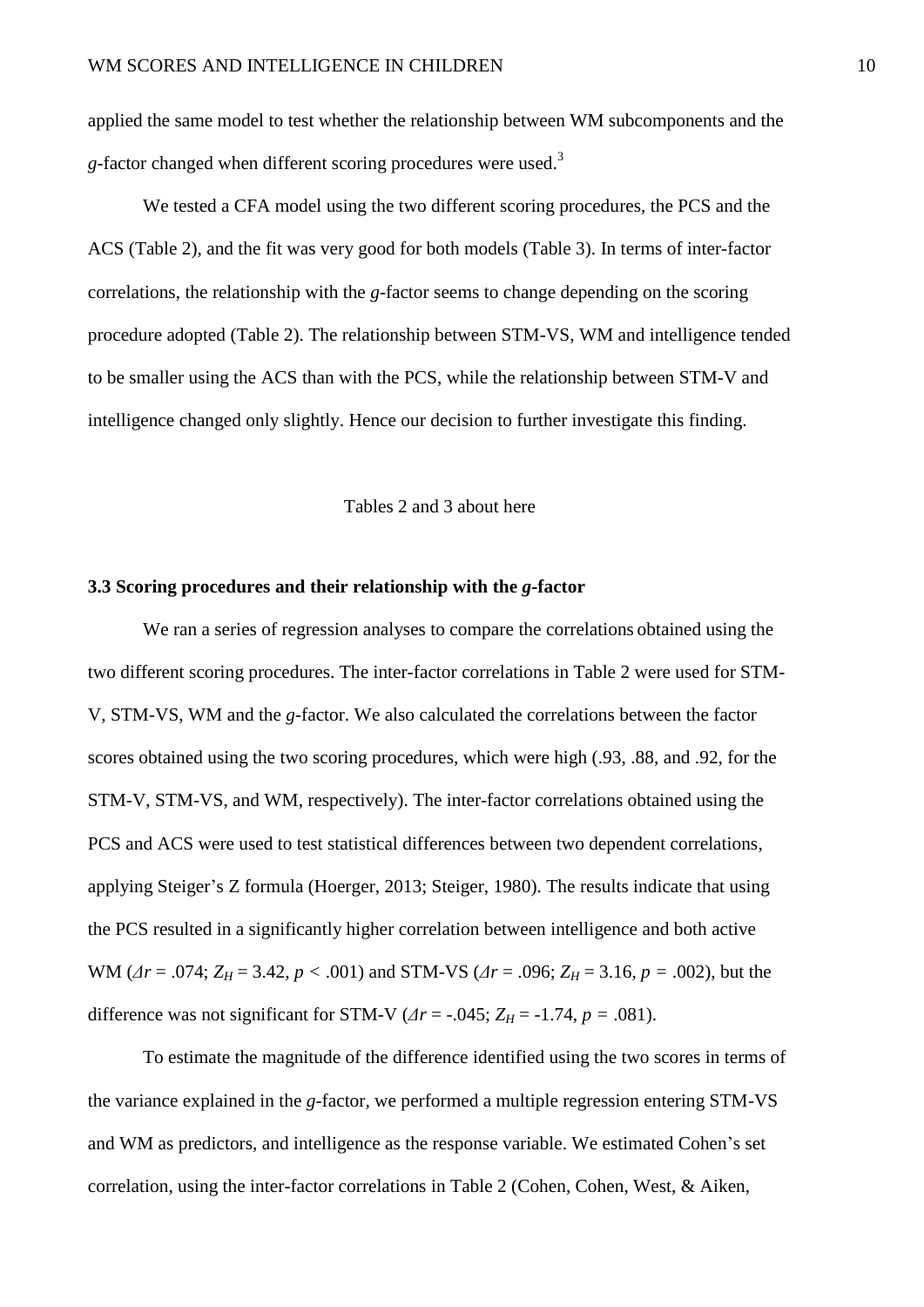applied the same model to test whether the relationship between WM subcomponents and the *g*-factor changed when different scoring procedures were used.[3]

We tested a CFA model using the two different scoring procedures, the PCS and the ACS (Table 2), and the fit was very good for both models (Table 3). In terms of inter-factor correlations, the relationship with the *g*-factor seems to change depending on the scoring procedure adopted (Table 2). The relationship between STM-VS, WM and intelligence tended to be smaller using the ACS than with the PCS, while the relationship between STM-V and intelligence changed only slightly. Hence our decision to further investigate this finding.

Tables 2 and 3 about here

### 3.3 Scoring procedures and their relationship with the *g*-factor

We ran a series of regression analyses to compare the correlations obtained using the two different scoring procedures. The inter-factor correlations in Table 2 were used for STM-V, STM-VS, WM and the *g*-factor. We also calculated the correlations between the factor scores obtained using the two scoring procedures, which were high (.93, .88, and .92, for the STM-V, STM-VS, and WM, respectively). The inter-factor correlations obtained using the PCS and ACS were used to test statistical differences between two dependent correlations, applying Steiger's Z formula (Hoerger, 2013; Steiger, 1980). The results indicate that using the PCS resulted in a significantly higher correlation between intelligence and both active WM ($\Delta r$ = .074; $Z_H$ = 3.42, $p$ < .001) and STM-VS ($\Delta r$ = .096; $Z_H$ = 3.16, $p$ = .002), but the difference was not significant for STM-V ($\Delta r$ = -.045; $Z_H$ = -1.74, $p$ = .081).

To estimate the magnitude of the difference identified using the two scores in terms of the variance explained in the *g*-factor, we performed a multiple regression entering STM-VS and WM as predictors, and intelligence as the response variable. We estimated Cohen's set correlation, using the inter-factor correlations in Table 2 (Cohen, Cohen, West, & Aiken,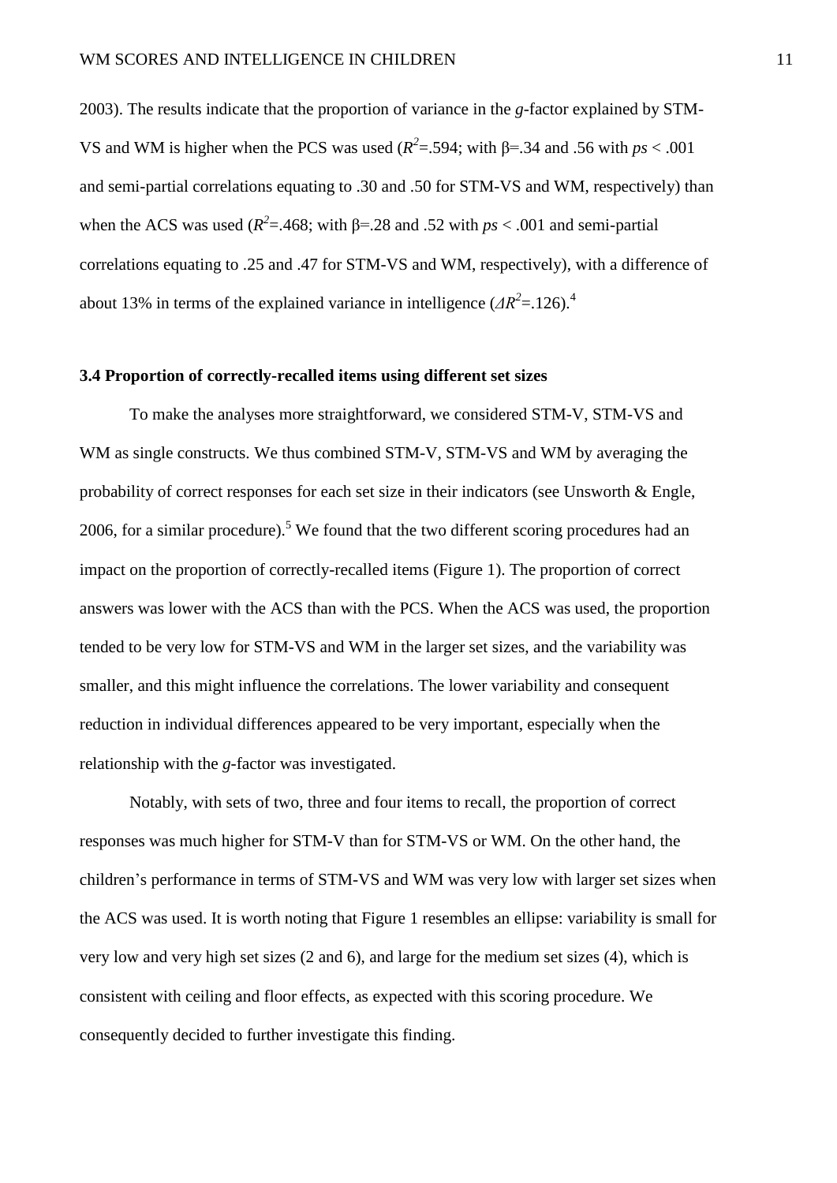2003). The results indicate that the proportion of variance in the *g*-factor explained by STM-VS and WM is higher when the PCS was used ($R^2$=.594; with β=.34 and .56 with *ps* < .001 and semi-partial correlations equating to .30 and .50 for STM-VS and WM, respectively) than when the ACS was used ($R^2$=.468; with β=.28 and .52 with *ps* < .001 and semi-partial correlations equating to .25 and .47 for STM-VS and WM, respectively), with a difference of about 13% in terms of the explained variance in intelligence ($\Delta R^2$=.126).[4]

### 3.4 Proportion of correctly-recalled items using different set sizes

To make the analyses more straightforward, we considered STM-V, STM-VS and WM as single constructs. We thus combined STM-V, STM-VS and WM by averaging the probability of correct responses for each set size in their indicators (see Unsworth & Engle, 2006, for a similar procedure).[5] We found that the two different scoring procedures had an impact on the proportion of correctly-recalled items (Figure 1). The proportion of correct answers was lower with the ACS than with the PCS. When the ACS was used, the proportion tended to be very low for STM-VS and WM in the larger set sizes, and the variability was smaller, and this might influence the correlations. The lower variability and consequent reduction in individual differences appeared to be very important, especially when the relationship with the *g*-factor was investigated.

Notably, with sets of two, three and four items to recall, the proportion of correct responses was much higher for STM-V than for STM-VS or WM. On the other hand, the children's performance in terms of STM-VS and WM was very low with larger set sizes when the ACS was used. It is worth noting that Figure 1 resembles an ellipse: variability is small for very low and very high set sizes (2 and 6), and large for the medium set sizes (4), which is consistent with ceiling and floor effects, as expected with this scoring procedure. We consequently decided to further investigate this finding.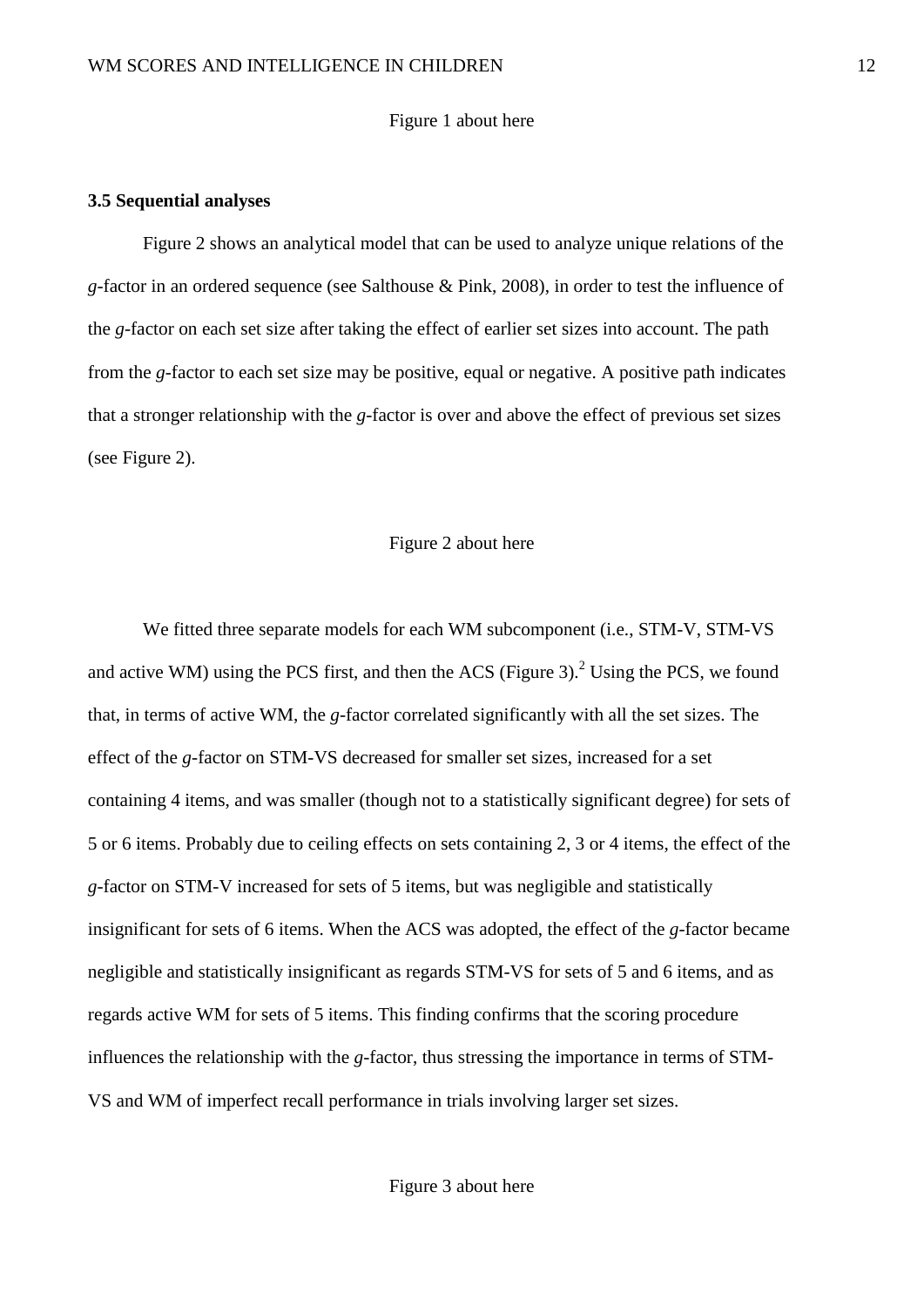Figure 1 about here

### 3.5 Sequential analyses

Figure 2 shows an analytical model that can be used to analyze unique relations of the *g*-factor in an ordered sequence (see Salthouse & Pink, 2008), in order to test the influence of the *g*-factor on each set size after taking the effect of earlier set sizes into account. The path from the *g*-factor to each set size may be positive, equal or negative. A positive path indicates that a stronger relationship with the *g*-factor is over and above the effect of previous set sizes (see Figure 2).

Figure 2 about here

We fitted three separate models for each WM subcomponent (i.e., STM-V, STM-VS and active WM) using the PCS first, and then the ACS (Figure 3).[2] Using the PCS, we found that, in terms of active WM, the *g*-factor correlated significantly with all the set sizes. The effect of the *g*-factor on STM-VS decreased for smaller set sizes, increased for a set containing 4 items, and was smaller (though not to a statistically significant degree) for sets of 5 or 6 items. Probably due to ceiling effects on sets containing 2, 3 or 4 items, the effect of the *g*-factor on STM-V increased for sets of 5 items, but was negligible and statistically insignificant for sets of 6 items. When the ACS was adopted, the effect of the *g*-factor became negligible and statistically insignificant as regards STM-VS for sets of 5 and 6 items, and as regards active WM for sets of 5 items. This finding confirms that the scoring procedure influences the relationship with the *g*-factor, thus stressing the importance in terms of STM-VS and WM of imperfect recall performance in trials involving larger set sizes.

Figure 3 about here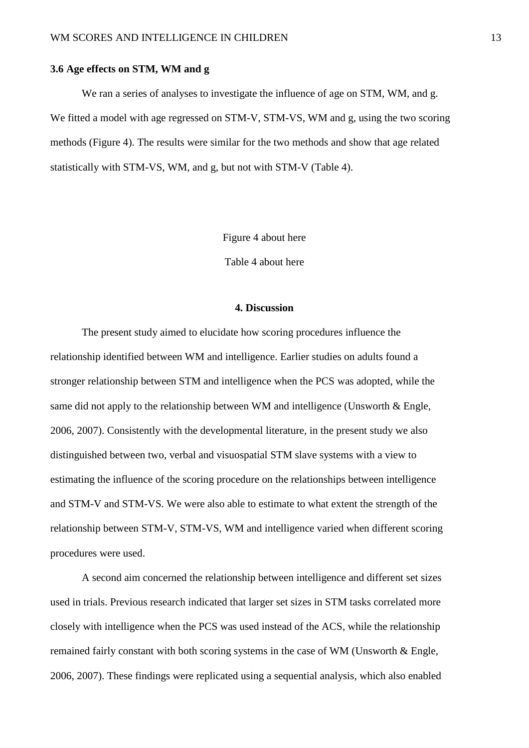### 3.6 Age effects on STM, WM and g

We ran a series of analyses to investigate the influence of age on STM, WM, and g. We fitted a model with age regressed on STM-V, STM-VS, WM and g, using the two scoring methods (Figure 4). The results were similar for the two methods and show that age related statistically with STM-VS, WM, and g, but not with STM-V (Table 4).

Figure 4 about here

Table 4 about here

## 4. Discussion

The present study aimed to elucidate how scoring procedures influence the relationship identified between WM and intelligence. Earlier studies on adults found a stronger relationship between STM and intelligence when the PCS was adopted, while the same did not apply to the relationship between WM and intelligence (Unsworth & Engle, 2006, 2007). Consistently with the developmental literature, in the present study we also distinguished between two, verbal and visuospatial STM slave systems with a view to estimating the influence of the scoring procedure on the relationships between intelligence and STM-V and STM-VS. We were also able to estimate to what extent the strength of the relationship between STM-V, STM-VS, WM and intelligence varied when different scoring procedures were used.

A second aim concerned the relationship between intelligence and different set sizes used in trials. Previous research indicated that larger set sizes in STM tasks correlated more closely with intelligence when the PCS was used instead of the ACS, while the relationship remained fairly constant with both scoring systems in the case of WM (Unsworth & Engle, 2006, 2007). These findings were replicated using a sequential analysis, which also enabled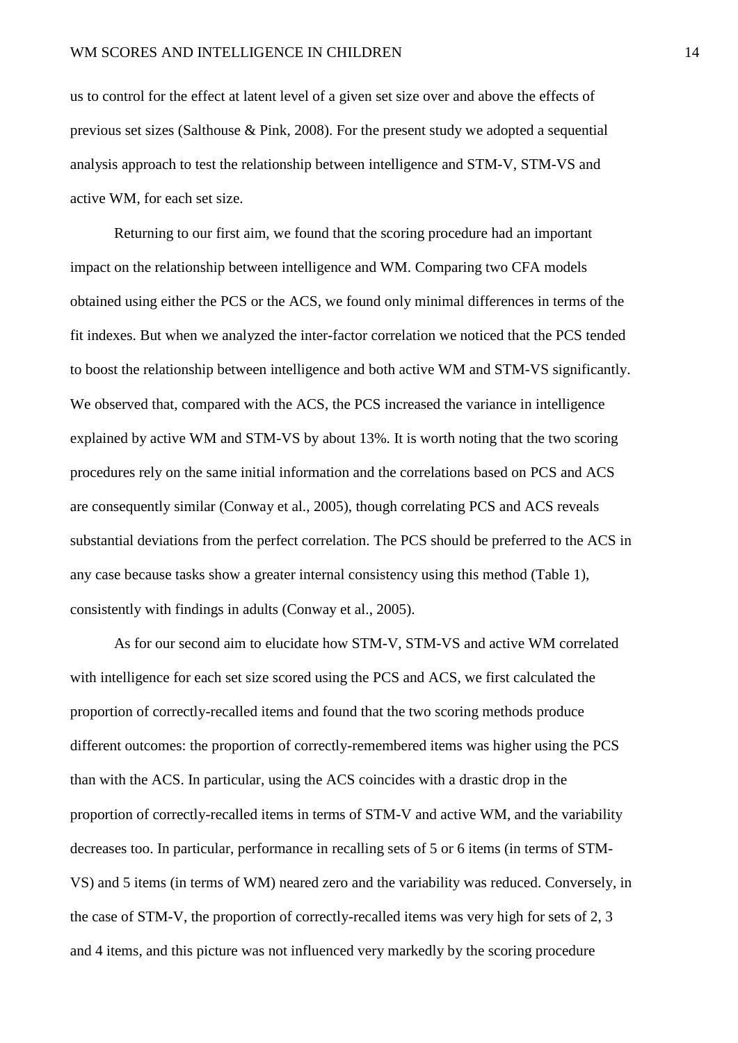us to control for the effect at latent level of a given set size over and above the effects of previous set sizes (Salthouse & Pink, 2008). For the present study we adopted a sequential analysis approach to test the relationship between intelligence and STM-V, STM-VS and active WM, for each set size.

Returning to our first aim, we found that the scoring procedure had an important impact on the relationship between intelligence and WM. Comparing two CFA models obtained using either the PCS or the ACS, we found only minimal differences in terms of the fit indexes. But when we analyzed the inter-factor correlation we noticed that the PCS tended to boost the relationship between intelligence and both active WM and STM-VS significantly. We observed that, compared with the ACS, the PCS increased the variance in intelligence explained by active WM and STM-VS by about 13%. It is worth noting that the two scoring procedures rely on the same initial information and the correlations based on PCS and ACS are consequently similar (Conway et al., 2005), though correlating PCS and ACS reveals substantial deviations from the perfect correlation. The PCS should be preferred to the ACS in any case because tasks show a greater internal consistency using this method (Table 1), consistently with findings in adults (Conway et al., 2005).

As for our second aim to elucidate how STM-V, STM-VS and active WM correlated with intelligence for each set size scored using the PCS and ACS, we first calculated the proportion of correctly-recalled items and found that the two scoring methods produce different outcomes: the proportion of correctly-remembered items was higher using the PCS than with the ACS. In particular, using the ACS coincides with a drastic drop in the proportion of correctly-recalled items in terms of STM-V and active WM, and the variability decreases too. In particular, performance in recalling sets of 5 or 6 items (in terms of STM-VS) and 5 items (in terms of WM) neared zero and the variability was reduced. Conversely, in the case of STM-V, the proportion of correctly-recalled items was very high for sets of 2, 3 and 4 items, and this picture was not influenced very markedly by the scoring procedure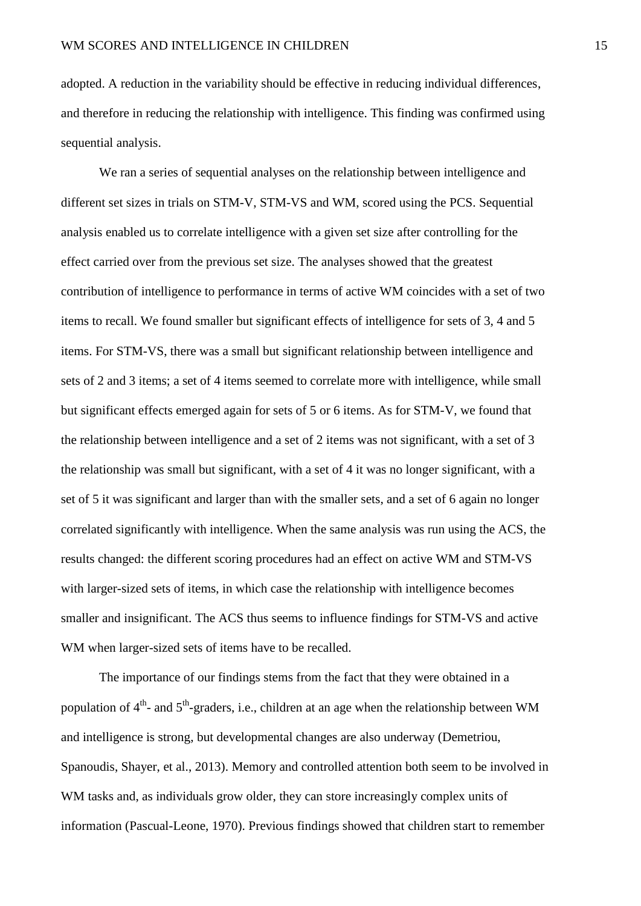adopted. A reduction in the variability should be effective in reducing individual differences, and therefore in reducing the relationship with intelligence. This finding was confirmed using sequential analysis.

We ran a series of sequential analyses on the relationship between intelligence and different set sizes in trials on STM-V, STM-VS and WM, scored using the PCS. Sequential analysis enabled us to correlate intelligence with a given set size after controlling for the effect carried over from the previous set size. The analyses showed that the greatest contribution of intelligence to performance in terms of active WM coincides with a set of two items to recall. We found smaller but significant effects of intelligence for sets of 3, 4 and 5 items. For STM-VS, there was a small but significant relationship between intelligence and sets of 2 and 3 items; a set of 4 items seemed to correlate more with intelligence, while small but significant effects emerged again for sets of 5 or 6 items. As for STM-V, we found that the relationship between intelligence and a set of 2 items was not significant, with a set of 3 the relationship was small but significant, with a set of 4 it was no longer significant, with a set of 5 it was significant and larger than with the smaller sets, and a set of 6 again no longer correlated significantly with intelligence. When the same analysis was run using the ACS, the results changed: the different scoring procedures had an effect on active WM and STM-VS with larger-sized sets of items, in which case the relationship with intelligence becomes smaller and insignificant. The ACS thus seems to influence findings for STM-VS and active WM when larger-sized sets of items have to be recalled.

The importance of our findings stems from the fact that they were obtained in a population of 4th- and 5th-graders, i.e., children at an age when the relationship between WM and intelligence is strong, but developmental changes are also underway (Demetriou, Spanoudis, Shayer, et al., 2013). Memory and controlled attention both seem to be involved in WM tasks and, as individuals grow older, they can store increasingly complex units of information (Pascual-Leone, 1970). Previous findings showed that children start to remember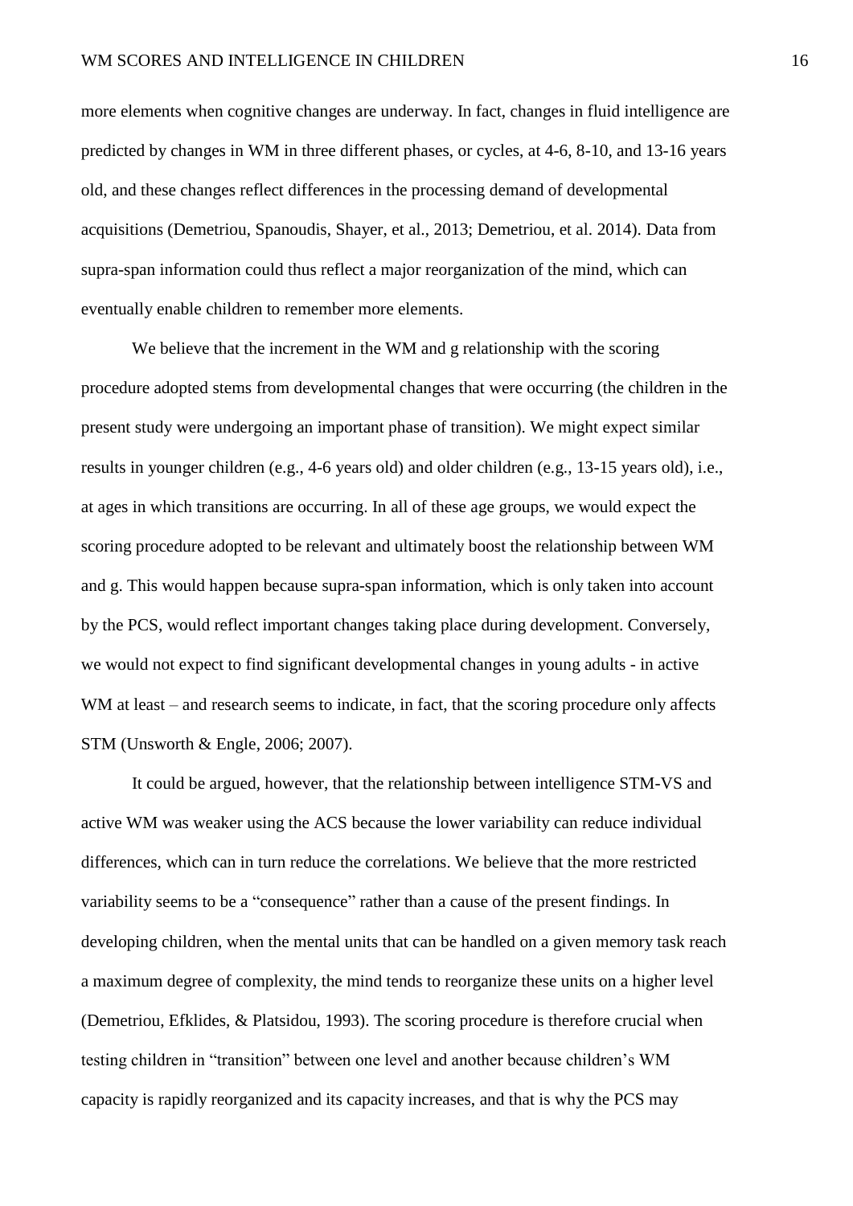more elements when cognitive changes are underway. In fact, changes in fluid intelligence are predicted by changes in WM in three different phases, or cycles, at 4-6, 8-10, and 13-16 years old, and these changes reflect differences in the processing demand of developmental acquisitions (Demetriou, Spanoudis, Shayer, et al., 2013; Demetriou, et al. 2014). Data from supra-span information could thus reflect a major reorganization of the mind, which can eventually enable children to remember more elements.

We believe that the increment in the WM and g relationship with the scoring procedure adopted stems from developmental changes that were occurring (the children in the present study were undergoing an important phase of transition). We might expect similar results in younger children (e.g., 4-6 years old) and older children (e.g., 13-15 years old), i.e., at ages in which transitions are occurring. In all of these age groups, we would expect the scoring procedure adopted to be relevant and ultimately boost the relationship between WM and g. This would happen because supra-span information, which is only taken into account by the PCS, would reflect important changes taking place during development. Conversely, we would not expect to find significant developmental changes in young adults - in active WM at least – and research seems to indicate, in fact, that the scoring procedure only affects STM (Unsworth & Engle, 2006; 2007).

It could be argued, however, that the relationship between intelligence STM-VS and active WM was weaker using the ACS because the lower variability can reduce individual differences, which can in turn reduce the correlations. We believe that the more restricted variability seems to be a "consequence" rather than a cause of the present findings. In developing children, when the mental units that can be handled on a given memory task reach a maximum degree of complexity, the mind tends to reorganize these units on a higher level (Demetriou, Efklides, & Platsidou, 1993). The scoring procedure is therefore crucial when testing children in "transition" between one level and another because children's WM capacity is rapidly reorganized and its capacity increases, and that is why the PCS may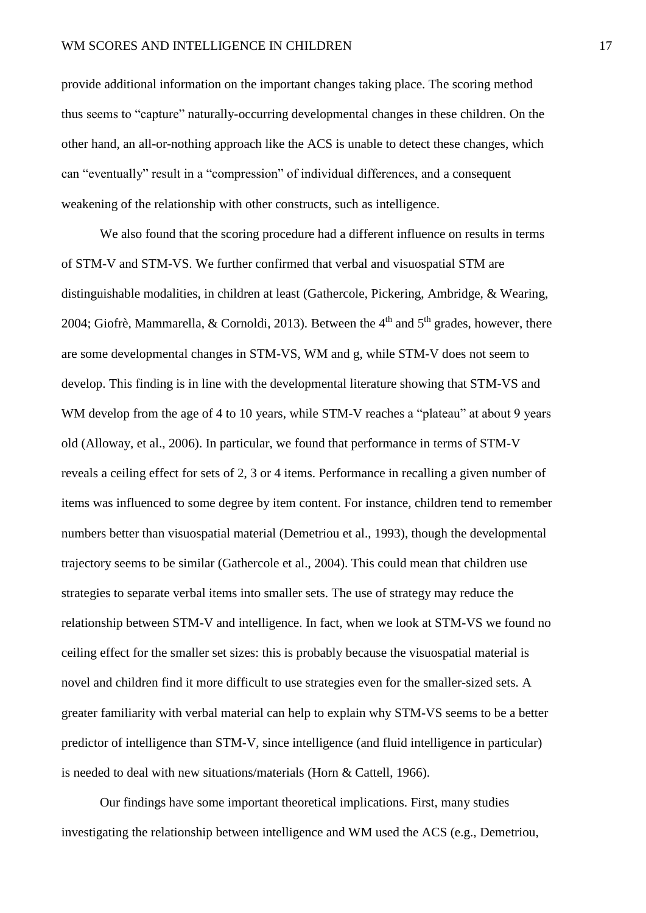provide additional information on the important changes taking place. The scoring method thus seems to "capture" naturally-occurring developmental changes in these children. On the other hand, an all-or-nothing approach like the ACS is unable to detect these changes, which can "eventually" result in a "compression" of individual differences, and a consequent weakening of the relationship with other constructs, such as intelligence.

We also found that the scoring procedure had a different influence on results in terms of STM-V and STM-VS. We further confirmed that verbal and visuospatial STM are distinguishable modalities, in children at least (Gathercole, Pickering, Ambridge, & Wearing, 2004; Giofrè, Mammarella, & Cornoldi, 2013). Between the 4th and 5th grades, however, there are some developmental changes in STM-VS, WM and g, while STM-V does not seem to develop. This finding is in line with the developmental literature showing that STM-VS and WM develop from the age of 4 to 10 years, while STM-V reaches a "plateau" at about 9 years old (Alloway, et al., 2006). In particular, we found that performance in terms of STM-V reveals a ceiling effect for sets of 2, 3 or 4 items. Performance in recalling a given number of items was influenced to some degree by item content. For instance, children tend to remember numbers better than visuospatial material (Demetriou et al., 1993), though the developmental trajectory seems to be similar (Gathercole et al., 2004). This could mean that children use strategies to separate verbal items into smaller sets. The use of strategy may reduce the relationship between STM-V and intelligence. In fact, when we look at STM-VS we found no ceiling effect for the smaller set sizes: this is probably because the visuospatial material is novel and children find it more difficult to use strategies even for the smaller-sized sets. A greater familiarity with verbal material can help to explain why STM-VS seems to be a better predictor of intelligence than STM-V, since intelligence (and fluid intelligence in particular) is needed to deal with new situations/materials (Horn & Cattell, 1966).

Our findings have some important theoretical implications. First, many studies investigating the relationship between intelligence and WM used the ACS (e.g., Demetriou,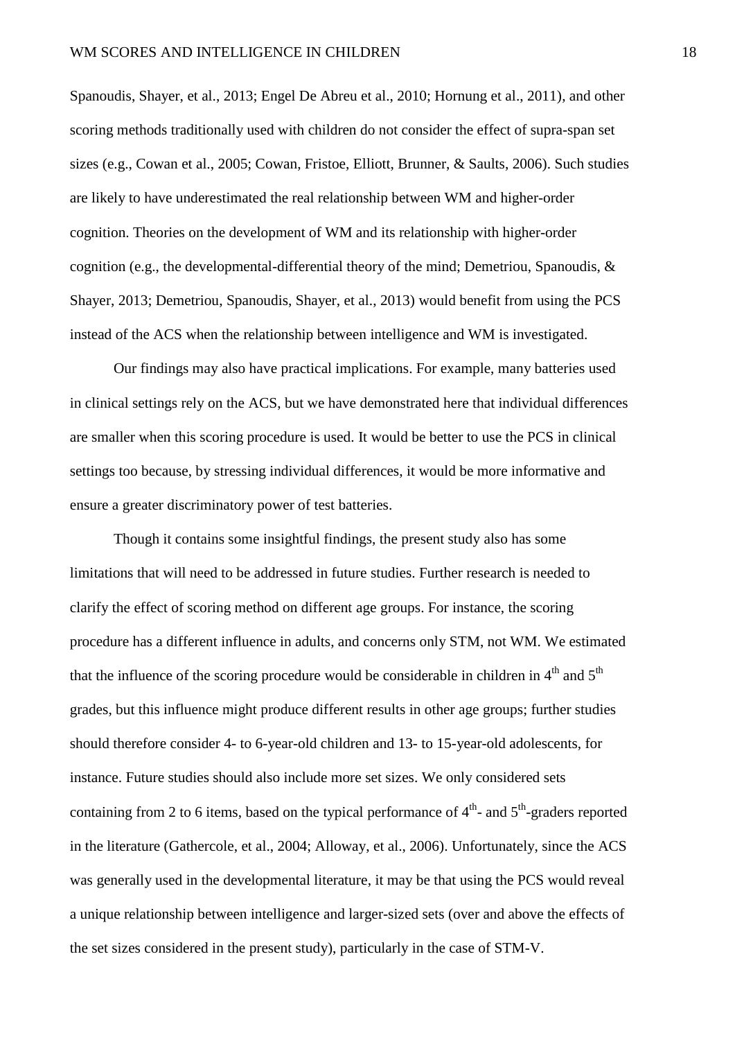Spanoudis, Shayer, et al., 2013; Engel De Abreu et al., 2010; Hornung et al., 2011), and other scoring methods traditionally used with children do not consider the effect of supra-span set sizes (e.g., Cowan et al., 2005; Cowan, Fristoe, Elliott, Brunner, & Saults, 2006). Such studies are likely to have underestimated the real relationship between WM and higher-order cognition. Theories on the development of WM and its relationship with higher-order cognition (e.g., the developmental-differential theory of the mind; Demetriou, Spanoudis, & Shayer, 2013; Demetriou, Spanoudis, Shayer, et al., 2013) would benefit from using the PCS instead of the ACS when the relationship between intelligence and WM is investigated.

Our findings may also have practical implications. For example, many batteries used in clinical settings rely on the ACS, but we have demonstrated here that individual differences are smaller when this scoring procedure is used. It would be better to use the PCS in clinical settings too because, by stressing individual differences, it would be more informative and ensure a greater discriminatory power of test batteries.

Though it contains some insightful findings, the present study also has some limitations that will need to be addressed in future studies. Further research is needed to clarify the effect of scoring method on different age groups. For instance, the scoring procedure has a different influence in adults, and concerns only STM, not WM. We estimated that the influence of the scoring procedure would be considerable in children in 4th and 5th grades, but this influence might produce different results in other age groups; further studies should therefore consider 4- to 6-year-old children and 13- to 15-year-old adolescents, for instance. Future studies should also include more set sizes. We only considered sets containing from 2 to 6 items, based on the typical performance of 4th- and 5th-graders reported in the literature (Gathercole, et al., 2004; Alloway, et al., 2006). Unfortunately, since the ACS was generally used in the developmental literature, it may be that using the PCS would reveal a unique relationship between intelligence and larger-sized sets (over and above the effects of the set sizes considered in the present study), particularly in the case of STM-V.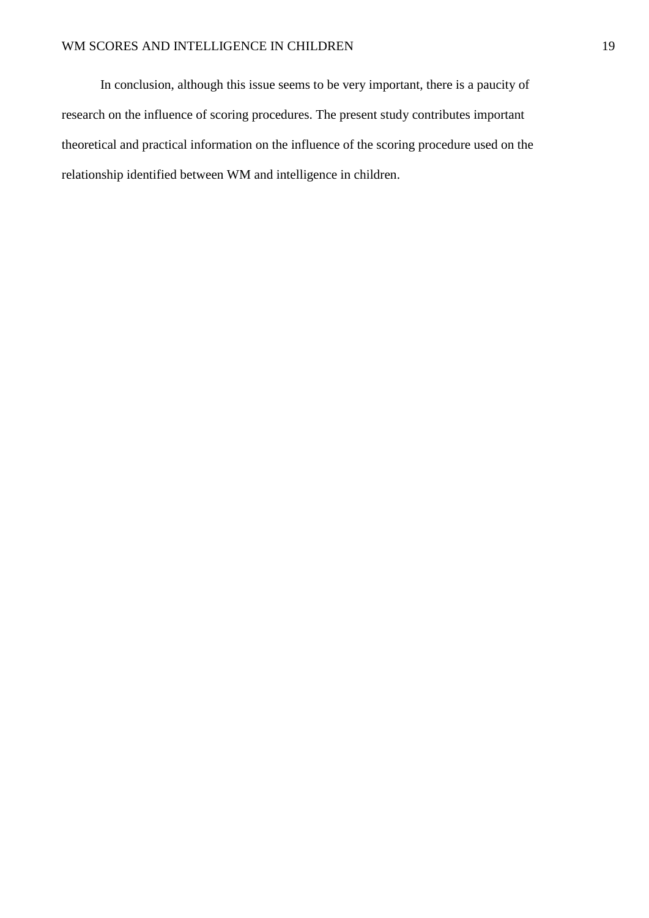In conclusion, although this issue seems to be very important, there is a paucity of research on the influence of scoring procedures. The present study contributes important theoretical and practical information on the influence of the scoring procedure used on the relationship identified between WM and intelligence in children.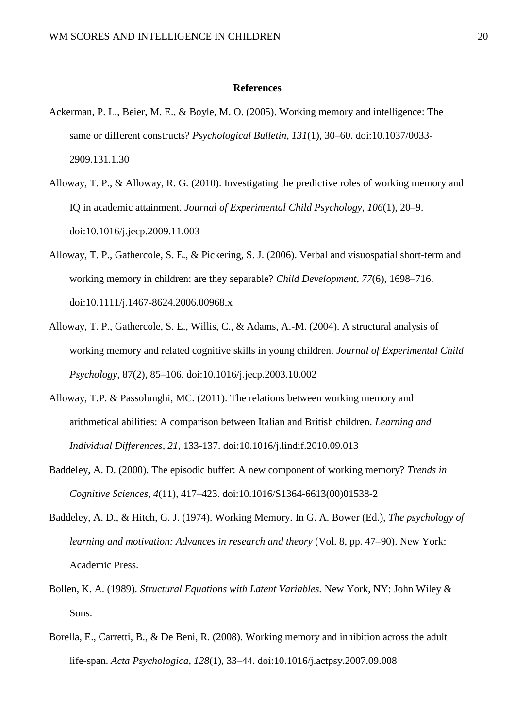**References**

Ackerman, P. L., Beier, M. E., & Boyle, M. O. (2005). Working memory and intelligence: The same or different constructs? *Psychological Bulletin, 131*(1), 30–60. doi:10.1037/0033-2909.131.1.30

Alloway, T. P., & Alloway, R. G. (2010). Investigating the predictive roles of working memory and IQ in academic attainment. *Journal of Experimental Child Psychology*, *106*(1), 20–9. doi:10.1016/j.jecp.2009.11.003

Alloway, T. P., Gathercole, S. E., & Pickering, S. J. (2006). Verbal and visuospatial short-term and working memory in children: are they separable? *Child Development*, *77*(6), 1698–716. doi:10.1111/j.1467-8624.2006.00968.x

Alloway, T. P., Gathercole, S. E., Willis, C., & Adams, A.-M. (2004). A structural analysis of working memory and related cognitive skills in young children. *Journal of Experimental Child Psychology*, 87(2), 85–106. doi:10.1016/j.jecp.2003.10.002

Alloway, T.P. & Passolunghi, MC. (2011). The relations between working memory and arithmetical abilities: A comparison between Italian and British children. *Learning and Individual Differences, 21*, 133-137. doi:10.1016/j.lindif.2010.09.013

Baddeley, A. D. (2000). The episodic buffer: A new component of working memory? *Trends in Cognitive Sciences*, *4*(11), 417–423. doi:10.1016/S1364-6613(00)01538-2

Baddeley, A. D., & Hitch, G. J. (1974). Working Memory. In G. A. Bower (Ed.), *The psychology of learning and motivation: Advances in research and theory* (Vol. 8, pp. 47–90). New York: Academic Press.

Bollen, K. A. (1989). *Structural Equations with Latent Variables.* New York, NY: John Wiley & Sons.

Borella, E., Carretti, B., & De Beni, R. (2008). Working memory and inhibition across the adult life-span. *Acta Psychologica*, *128*(1), 33–44. doi:10.1016/j.actpsy.2007.09.008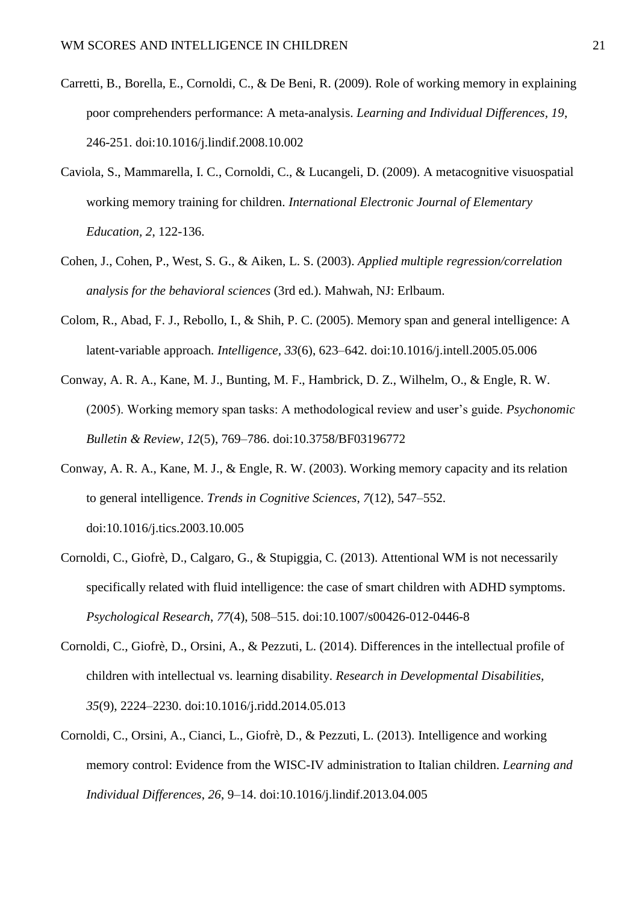Carretti, B., Borella, E., Cornoldi, C., & De Beni, R. (2009). Role of working memory in explaining poor comprehenders performance: A meta-analysis. *Learning and Individual Differences, 19*, 246-251. doi:10.1016/j.lindif.2008.10.002

Caviola, S., Mammarella, I. C., Cornoldi, C., & Lucangeli, D. (2009). A metacognitive visuospatial working memory training for children. *International Electronic Journal of Elementary Education, 2*, 122-136.

Cohen, J., Cohen, P., West, S. G., & Aiken, L. S. (2003). *Applied multiple regression/correlation analysis for the behavioral sciences* (3rd ed.). Mahwah, NJ: Erlbaum.

Colom, R., Abad, F. J., Rebollo, I., & Shih, P. C. (2005). Memory span and general intelligence: A latent-variable approach. *Intelligence, 33*(6), 623–642. doi:10.1016/j.intell.2005.05.006

Conway, A. R. A., Kane, M. J., Bunting, M. F., Hambrick, D. Z., Wilhelm, O., & Engle, R. W. (2005). Working memory span tasks: A methodological review and user's guide. *Psychonomic Bulletin & Review, 12*(5), 769–786. doi:10.3758/BF03196772

Conway, A. R. A., Kane, M. J., & Engle, R. W. (2003). Working memory capacity and its relation to general intelligence. *Trends in Cognitive Sciences*, *7*(12), 547–552. doi:10.1016/j.tics.2003.10.005

Cornoldi, C., Giofrè, D., Calgaro, G., & Stupiggia, C. (2013). Attentional WM is not necessarily specifically related with fluid intelligence: the case of smart children with ADHD symptoms. *Psychological Research*, *77*(4), 508–515. doi:10.1007/s00426-012-0446-8

Cornoldi, C., Giofrè, D., Orsini, A., & Pezzuti, L. (2014). Differences in the intellectual profile of children with intellectual vs. learning disability. *Research in Developmental Disabilities, 35*(9), 2224–2230. doi:10.1016/j.ridd.2014.05.013

Cornoldi, C., Orsini, A., Cianci, L., Giofrè, D., & Pezzuti, L. (2013). Intelligence and working memory control: Evidence from the WISC-IV administration to Italian children. *Learning and Individual Differences*, *26*, 9–14. doi:10.1016/j.lindif.2013.04.005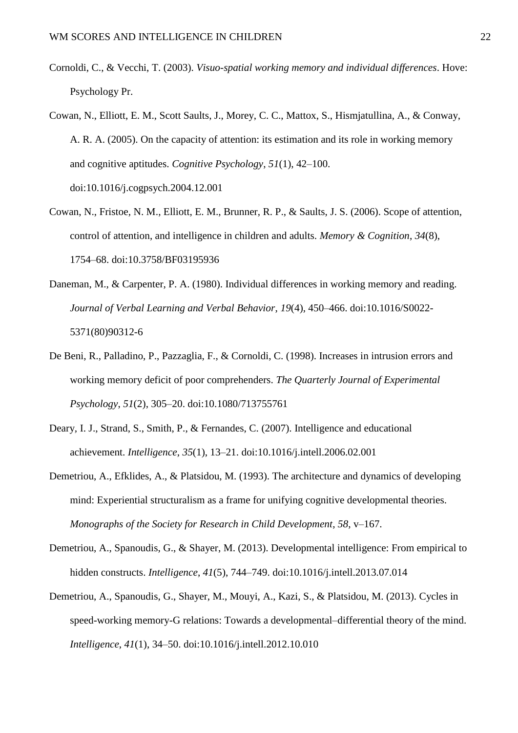Cornoldi, C., & Vecchi, T. (2003). *Visuo-spatial working memory and individual differences*. Hove: Psychology Pr.

Cowan, N., Elliott, E. M., Scott Saults, J., Morey, C. C., Mattox, S., Hismjatullina, A., & Conway, A. R. A. (2005). On the capacity of attention: its estimation and its role in working memory and cognitive aptitudes. *Cognitive Psychology*, *51*(1), 42–100. doi:10.1016/j.cogpsych.2004.12.001

Cowan, N., Fristoe, N. M., Elliott, E. M., Brunner, R. P., & Saults, J. S. (2006). Scope of attention, control of attention, and intelligence in children and adults. *Memory & Cognition*, *34*(8), 1754–68. doi:10.3758/BF03195936

Daneman, M., & Carpenter, P. A. (1980). Individual differences in working memory and reading. *Journal of Verbal Learning and Verbal Behavior*, *19*(4), 450–466. doi:10.1016/S0022-5371(80)90312-6

De Beni, R., Palladino, P., Pazzaglia, F., & Cornoldi, C. (1998). Increases in intrusion errors and working memory deficit of poor comprehenders. *The Quarterly Journal of Experimental Psychology*, *51*(2), 305–20. doi:10.1080/713755761

Deary, I. J., Strand, S., Smith, P., & Fernandes, C. (2007). Intelligence and educational achievement. *Intelligence*, *35*(1), 13–21. doi:10.1016/j.intell.2006.02.001

Demetriou, A., Efklides, A., & Platsidou, M. (1993). The architecture and dynamics of developing mind: Experiential structuralism as a frame for unifying cognitive developmental theories. *Monographs of the Society for Research in Child Development*, *58*, v–167.

Demetriou, A., Spanoudis, G., & Shayer, M. (2013). Developmental intelligence: From empirical to hidden constructs. *Intelligence*, *41*(5), 744–749. doi:10.1016/j.intell.2013.07.014

Demetriou, A., Spanoudis, G., Shayer, M., Mouyi, A., Kazi, S., & Platsidou, M. (2013). Cycles in speed-working memory-G relations: Towards a developmental–differential theory of the mind. *Intelligence*, *41*(1), 34–50. doi:10.1016/j.intell.2012.10.010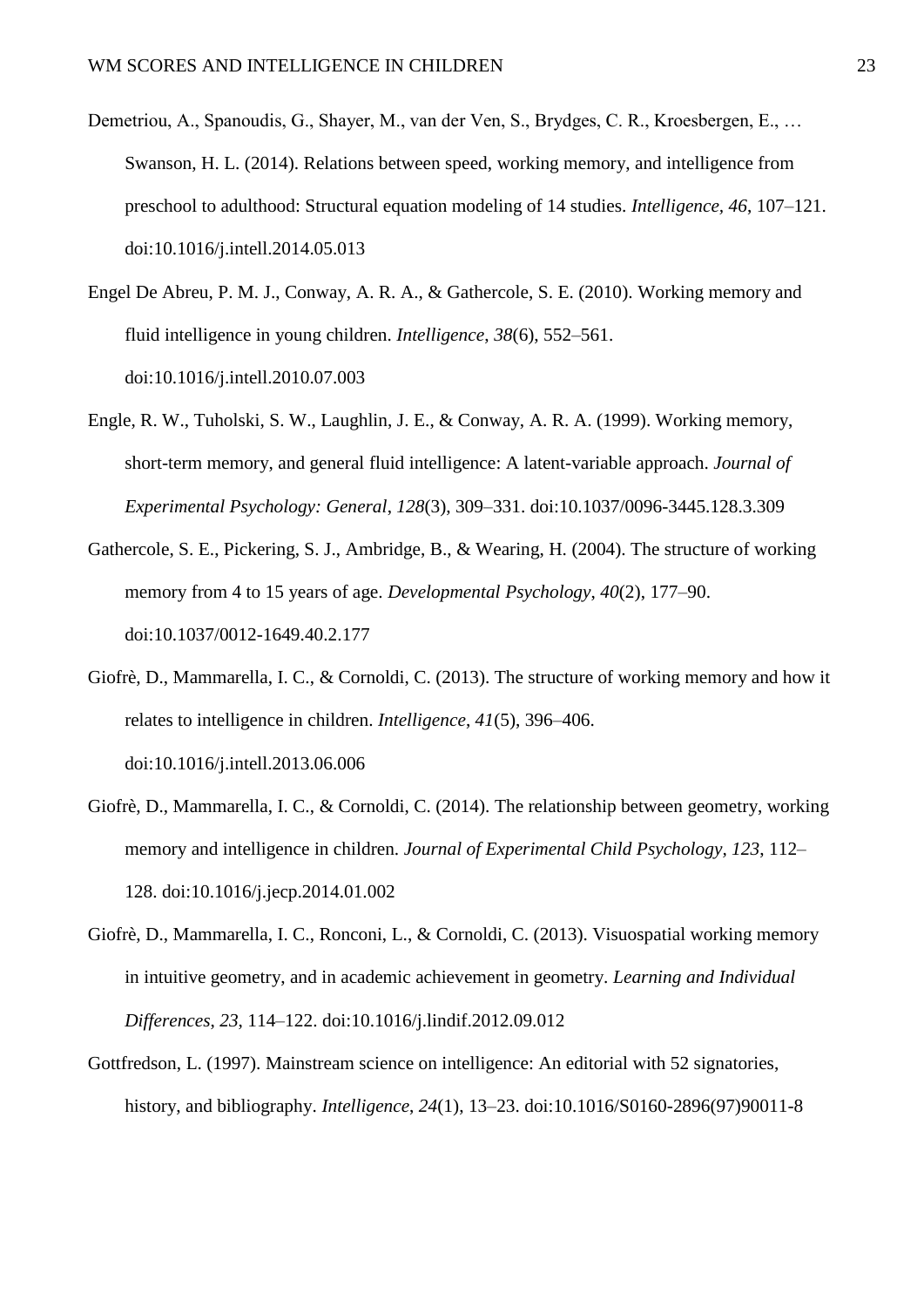Demetriou, A., Spanoudis, G., Shayer, M., van der Ven, S., Brydges, C. R., Kroesbergen, E., … Swanson, H. L. (2014). Relations between speed, working memory, and intelligence from preschool to adulthood: Structural equation modeling of 14 studies. *Intelligence, 46*, 107–121. doi:10.1016/j.intell.2014.05.013

Engel De Abreu, P. M. J., Conway, A. R. A., & Gathercole, S. E. (2010). Working memory and fluid intelligence in young children. *Intelligence, 38*(6), 552–561. doi:10.1016/j.intell.2010.07.003

Engle, R. W., Tuholski, S. W., Laughlin, J. E., & Conway, A. R. A. (1999). Working memory, short-term memory, and general fluid intelligence: A latent-variable approach. *Journal of Experimental Psychology: General*, *128*(3), 309–331. doi:10.1037/0096-3445.128.3.309

Gathercole, S. E., Pickering, S. J., Ambridge, B., & Wearing, H. (2004). The structure of working memory from 4 to 15 years of age. *Developmental Psychology, 40*(2), 177–90. doi:10.1037/0012-1649.40.2.177

Giofrè, D., Mammarella, I. C., & Cornoldi, C. (2013). The structure of working memory and how it relates to intelligence in children. *Intelligence*, *41*(5), 396–406. doi:10.1016/j.intell.2013.06.006

Giofrè, D., Mammarella, I. C., & Cornoldi, C. (2014). The relationship between geometry, working memory and intelligence in children. *Journal of Experimental Child Psychology, 123*, 112–128. doi:10.1016/j.jecp.2014.01.002

Giofrè, D., Mammarella, I. C., Ronconi, L., & Cornoldi, C. (2013). Visuospatial working memory in intuitive geometry, and in academic achievement in geometry. *Learning and Individual Differences*, *23*, 114–122. doi:10.1016/j.lindif.2012.09.012

Gottfredson, L. (1997). Mainstream science on intelligence: An editorial with 52 signatories, history, and bibliography. *Intelligence*, *24*(1), 13–23. doi:10.1016/S0160-2896(97)90011-8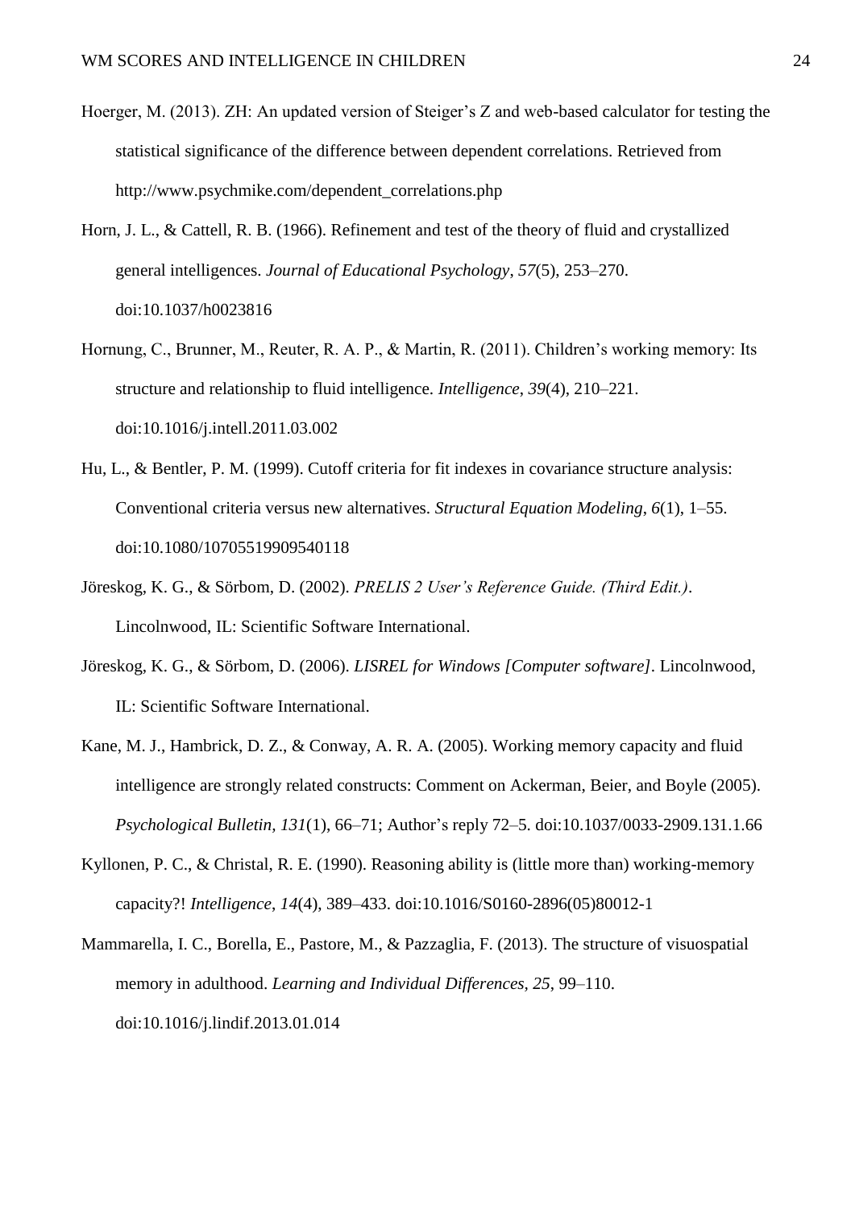Hoerger, M. (2013). ZH: An updated version of Steiger's Z and web-based calculator for testing the statistical significance of the difference between dependent correlations. Retrieved from http://www.psychmike.com/dependent_correlations.php

Horn, J. L., & Cattell, R. B. (1966). Refinement and test of the theory of fluid and crystallized general intelligences. *Journal of Educational Psychology*, *57*(5), 253–270. doi:10.1037/h0023816

Hornung, C., Brunner, M., Reuter, R. A. P., & Martin, R. (2011). Children's working memory: Its structure and relationship to fluid intelligence. *Intelligence*, *39*(4), 210–221. doi:10.1016/j.intell.2011.03.002

Hu, L., & Bentler, P. M. (1999). Cutoff criteria for fit indexes in covariance structure analysis: Conventional criteria versus new alternatives. *Structural Equation Modeling*, *6*(1), 1–55. doi:10.1080/10705519909540118

Jöreskog, K. G., & Sörbom, D. (2002). *PRELIS 2 User's Reference Guide. (Third Edit.)*. Lincolnwood, IL: Scientific Software International.

Jöreskog, K. G., & Sörbom, D. (2006). *LISREL for Windows [Computer software]*. Lincolnwood, IL: Scientific Software International.

Kane, M. J., Hambrick, D. Z., & Conway, A. R. A. (2005). Working memory capacity and fluid intelligence are strongly related constructs: Comment on Ackerman, Beier, and Boyle (2005). *Psychological Bulletin, 131*(1), 66–71; Author's reply 72–5. doi:10.1037/0033-2909.131.1.66

Kyllonen, P. C., & Christal, R. E. (1990). Reasoning ability is (little more than) working-memory capacity?! *Intelligence*, *14*(4), 389–433. doi:10.1016/S0160-2896(05)80012-1

Mammarella, I. C., Borella, E., Pastore, M., & Pazzaglia, F. (2013). The structure of visuospatial memory in adulthood. *Learning and Individual Differences, 25*, 99–110. doi:10.1016/j.lindif.2013.01.014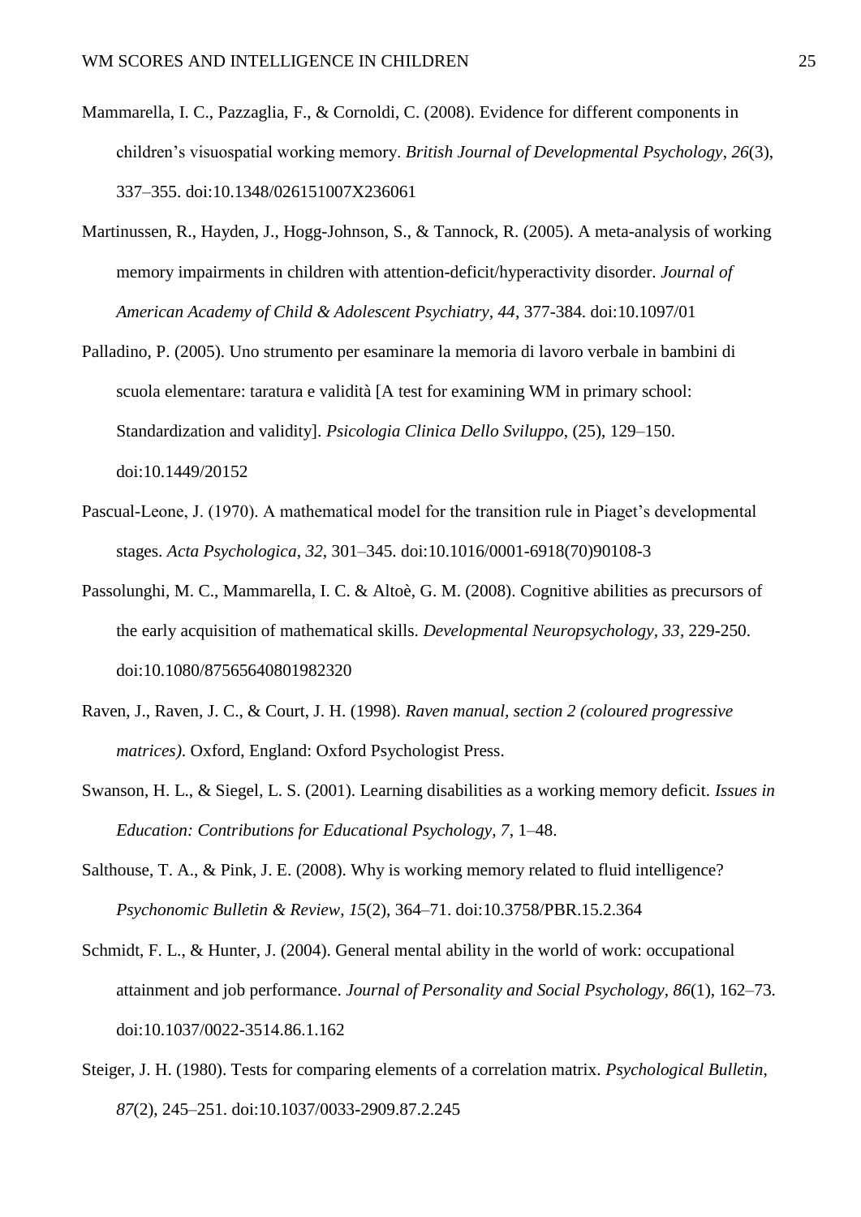Mammarella, I. C., Pazzaglia, F., & Cornoldi, C. (2008). Evidence for different components in children's visuospatial working memory. *British Journal of Developmental Psychology*, *26*(3), 337–355. doi:10.1348/026151007X236061

Martinussen, R., Hayden, J., Hogg-Johnson, S., & Tannock, R. (2005). A meta-analysis of working memory impairments in children with attention-deficit/hyperactivity disorder. *Journal of American Academy of Child & Adolescent Psychiatry, 44*, 377-384. doi:10.1097/01

Palladino, P. (2005). Uno strumento per esaminare la memoria di lavoro verbale in bambini di scuola elementare: taratura e validità [A test for examining WM in primary school: Standardization and validity]. *Psicologia Clinica Dello Sviluppo*, (25), 129–150. doi:10.1449/20152

Pascual-Leone, J. (1970). A mathematical model for the transition rule in Piaget's developmental stages. *Acta Psychologica*, *32*, 301–345. doi:10.1016/0001-6918(70)90108-3

Passolunghi, M. C., Mammarella, I. C. & Altoè, G. M. (2008). Cognitive abilities as precursors of the early acquisition of mathematical skills. *Developmental Neuropsychology, 33*, 229-250. doi:10.1080/87565640801982320

Raven, J., Raven, J. C., & Court, J. H. (1998). *Raven manual, section 2 (coloured progressive matrices)*. Oxford, England: Oxford Psychologist Press.

Swanson, H. L., & Siegel, L. S. (2001). Learning disabilities as a working memory deficit. *Issues in Education: Contributions for Educational Psychology, 7*, 1–48.

Salthouse, T. A., & Pink, J. E. (2008). Why is working memory related to fluid intelligence? *Psychonomic Bulletin & Review*, *15*(2), 364–71. doi:10.3758/PBR.15.2.364

Schmidt, F. L., & Hunter, J. (2004). General mental ability in the world of work: occupational attainment and job performance. *Journal of Personality and Social Psychology*, *86*(1), 162–73. doi:10.1037/0022-3514.86.1.162

Steiger, J. H. (1980). Tests for comparing elements of a correlation matrix. *Psychological Bulletin*, *87*(2), 245–251. doi:10.1037/0033-2909.87.2.245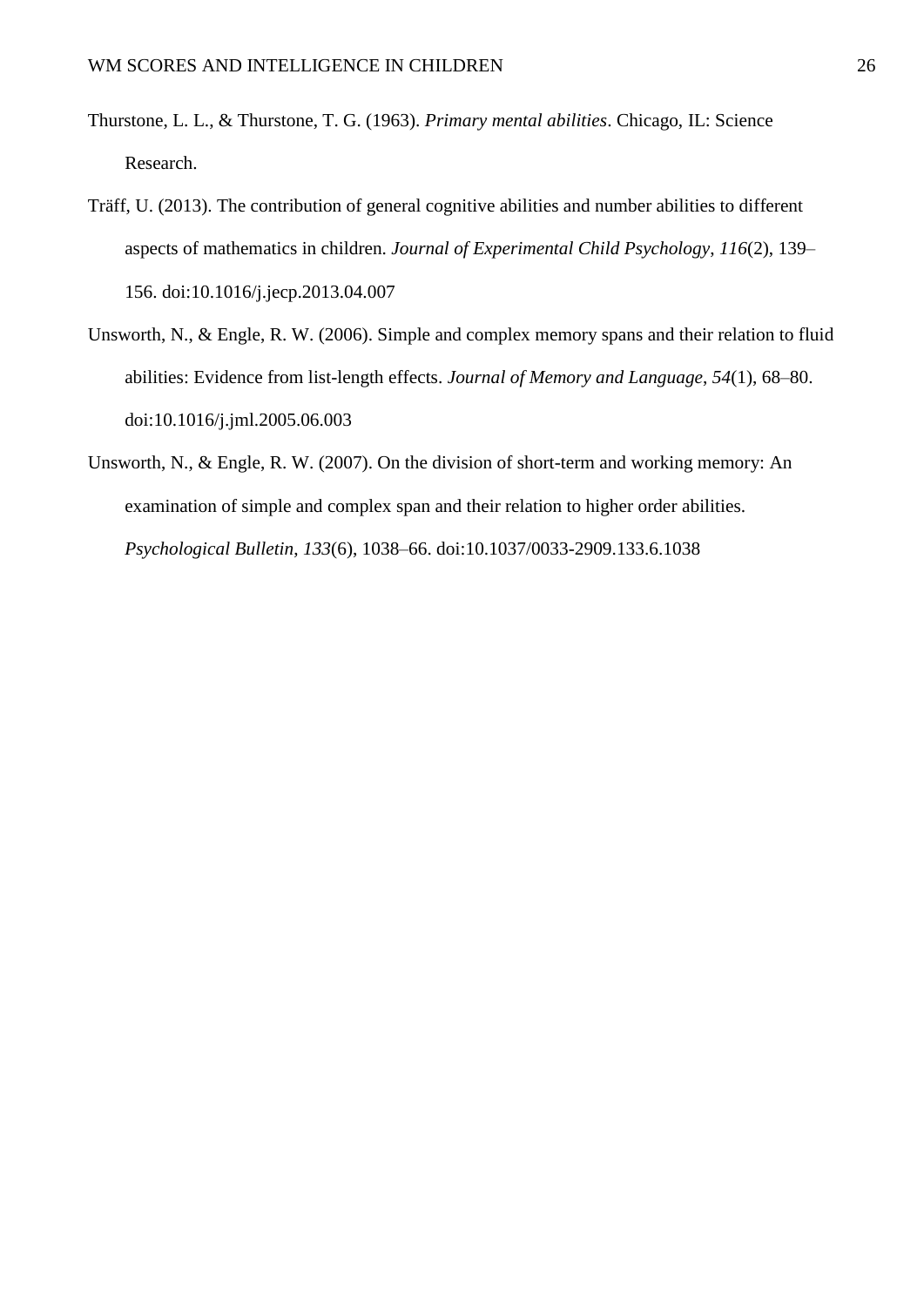Thurstone, L. L., & Thurstone, T. G. (1963). *Primary mental abilities*. Chicago, IL: Science Research.

Träff, U. (2013). The contribution of general cognitive abilities and number abilities to different aspects of mathematics in children. *Journal of Experimental Child Psychology*, *116*(2), 139–156. doi:10.1016/j.jecp.2013.04.007

Unsworth, N., & Engle, R. W. (2006). Simple and complex memory spans and their relation to fluid abilities: Evidence from list-length effects. *Journal of Memory and Language*, *54*(1), 68–80. doi:10.1016/j.jml.2005.06.003

Unsworth, N., & Engle, R. W. (2007). On the division of short-term and working memory: An examination of simple and complex span and their relation to higher order abilities. *Psychological Bulletin*, *133*(6), 1038–66. doi:10.1037/0033-2909.133.6.1038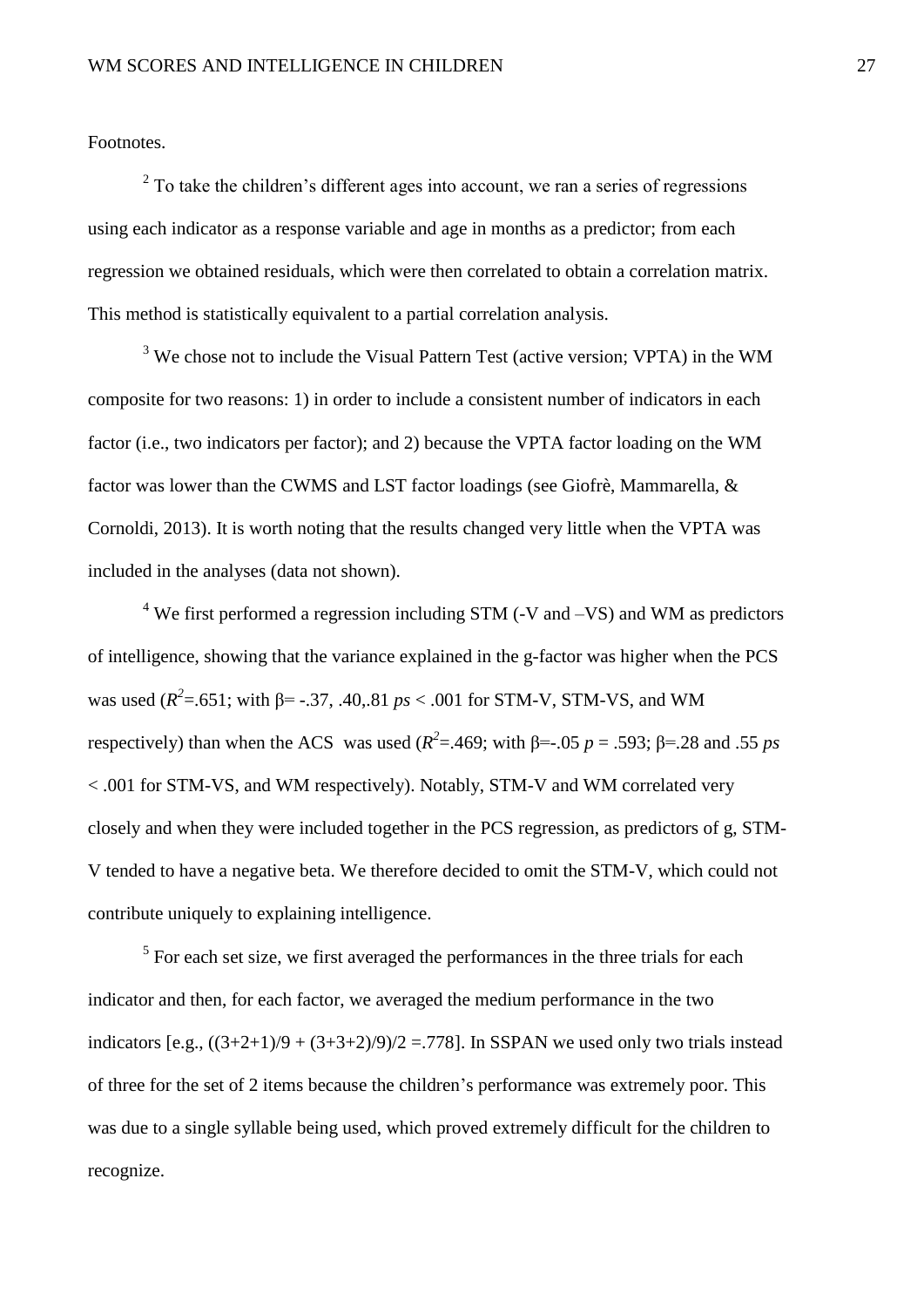Footnotes.

[2] To take the children's different ages into account, we ran a series of regressions using each indicator as a response variable and age in months as a predictor; from each regression we obtained residuals, which were then correlated to obtain a correlation matrix. This method is statistically equivalent to a partial correlation analysis.

[3] We chose not to include the Visual Pattern Test (active version; VPTA) in the WM composite for two reasons: 1) in order to include a consistent number of indicators in each factor (i.e., two indicators per factor); and 2) because the VPTA factor loading on the WM factor was lower than the CWMS and LST factor loadings (see Giofrè, Mammarella, & Cornoldi, 2013). It is worth noting that the results changed very little when the VPTA was included in the analyses (data not shown).

[4] We first performed a regression including STM (-V and –VS) and WM as predictors of intelligence, showing that the variance explained in the g-factor was higher when the PCS was used ($R^2$=.651; with β= -.37, .40,.81 *ps* < .001 for STM-V, STM-VS, and WM respectively) than when the ACS was used ($R^2$=.469; with β=-.05 *p* = .593; β=.28 and .55 *ps* < .001 for STM-VS, and WM respectively). Notably, STM-V and WM correlated very closely and when they were included together in the PCS regression, as predictors of g, STM-V tended to have a negative beta. We therefore decided to omit the STM-V, which could not contribute uniquely to explaining intelligence.

[5] For each set size, we first averaged the performances in the three trials for each indicator and then, for each factor, we averaged the medium performance in the two indicators [e.g., $((3+2+1)/9 + (3+3+2)/9)/2 = .778$]. In SSPAN we used only two trials instead of three for the set of 2 items because the children's performance was extremely poor. This was due to a single syllable being used, which proved extremely difficult for the children to recognize.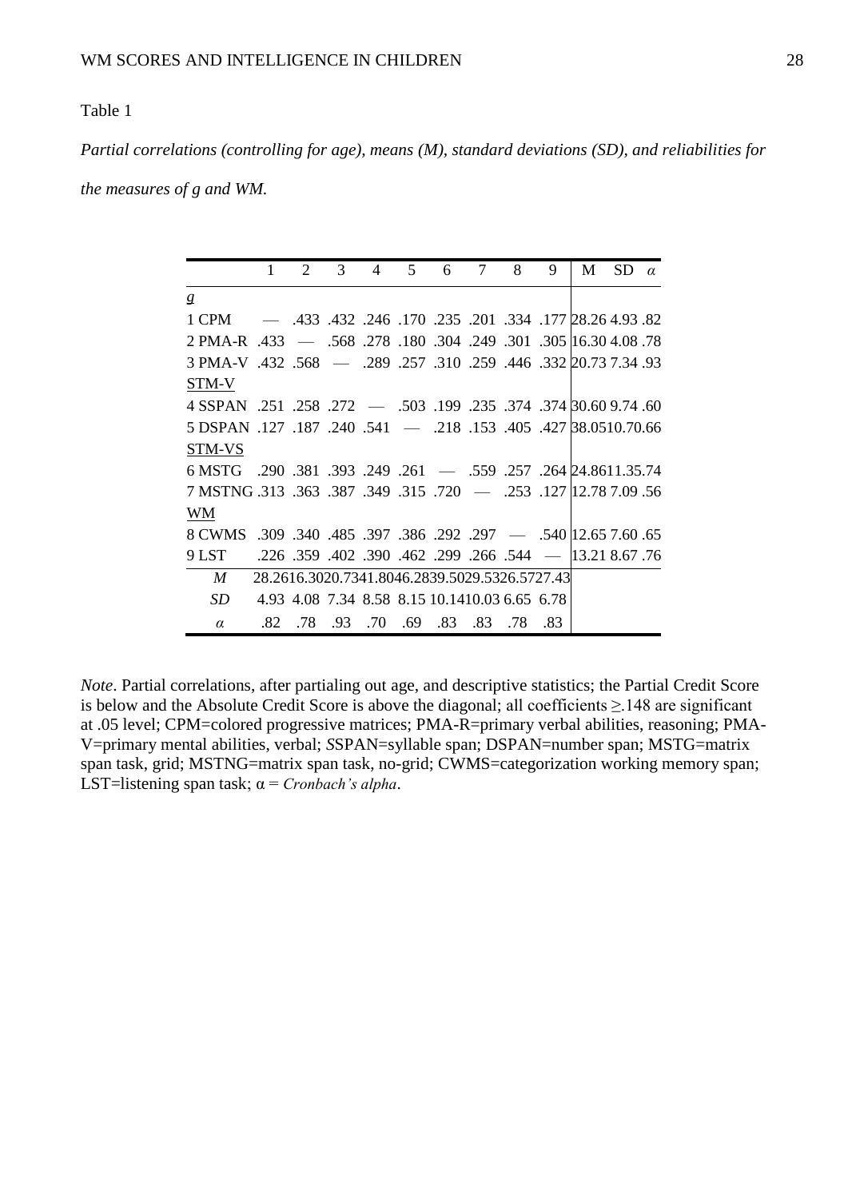Table 1

*Partial correlations (controlling for age), means (M), standard deviations (SD), and reliabilities for the measures of g and WM.*

| | 1 | 2 | 3 | 4 | 5 | 6 | 7 | 8 | 9 | M | SD | $\alpha$ |
|---|---|---|---|---|---|---|---|---|---|---|---|---|
| *g* | | | | | | | | | | | | |
| 1 CPM | — | .433 | .432 | .246 | .170 | .235 | .201 | .334 | .177 | 28.26 | 4.93 | .82 |
| 2 PMA-R | .433 | — | .568 | .278 | .180 | .304 | .249 | .301 | .305 | 16.30 | 4.08 | .78 |
| 3 PMA-V | .432 | .568 | — | .289 | .257 | .310 | .259 | .446 | .332 | 20.73 | 7.34 | .93 |
| STM-V | | | | | | | | | | | | |
| 4 SSPAN | .251 | .258 | .272 | — | .503 | .199 | .235 | .374 | .374 | 30.60 | 9.74 | .60 |
| 5 DSPAN | .127 | .187 | .240 | .541 | — | .218 | .153 | .405 | .427 | 38.05 | 10.70 | .66 |
| STM-VS | | | | | | | | | | | | |
| 6 MSTG | .290 | .381 | .393 | .249 | .261 | — | .559 | .257 | .264 | 24.86 | 11.35 | .74 |
| 7 MSTNG | .313 | .363 | .387 | .349 | .315 | .720 | — | .253 | .127 | 12.78 | 7.09 | .56 |
| WM | | | | | | | | | | | | |
| 8 CWMS | .309 | .340 | .485 | .397 | .386 | .292 | .297 | — | .540 | 12.65 | 7.60 | .65 |
| 9 LST | .226 | .359 | .402 | .390 | .462 | .299 | .266 | .544 | — | 13.21 | 8.67 | .76 |
| *M* | 28.26 | 16.30 | 20.73 | 41.80 | 46.28 | 39.50 | 29.53 | 26.57 | 27.43 | | | |
| *SD* | 4.93 | 4.08 | 7.34 | 8.58 | 8.15 | 10.14 | 10.03 | 6.65 | 6.78 | | | |
| $\alpha$ | .82 | .78 | .93 | .70 | .69 | .83 | .83 | .78 | .83 | | | |

*Note*. Partial correlations, after partialing out age, and descriptive statistics; the Partial Credit Score is below and the Absolute Credit Score is above the diagonal; all coefficients ≥.148 are significant at .05 level; CPM=colored progressive matrices; PMA-R=primary verbal abilities, reasoning; PMA-V=primary mental abilities, verbal; *S*SPAN=syllable span; DSPAN=number span; MSTG=matrix span task, grid; MSTNG=matrix span task, no-grid; CWMS=categorization working memory span; LST=listening span task; α = *Cronbach's alpha*.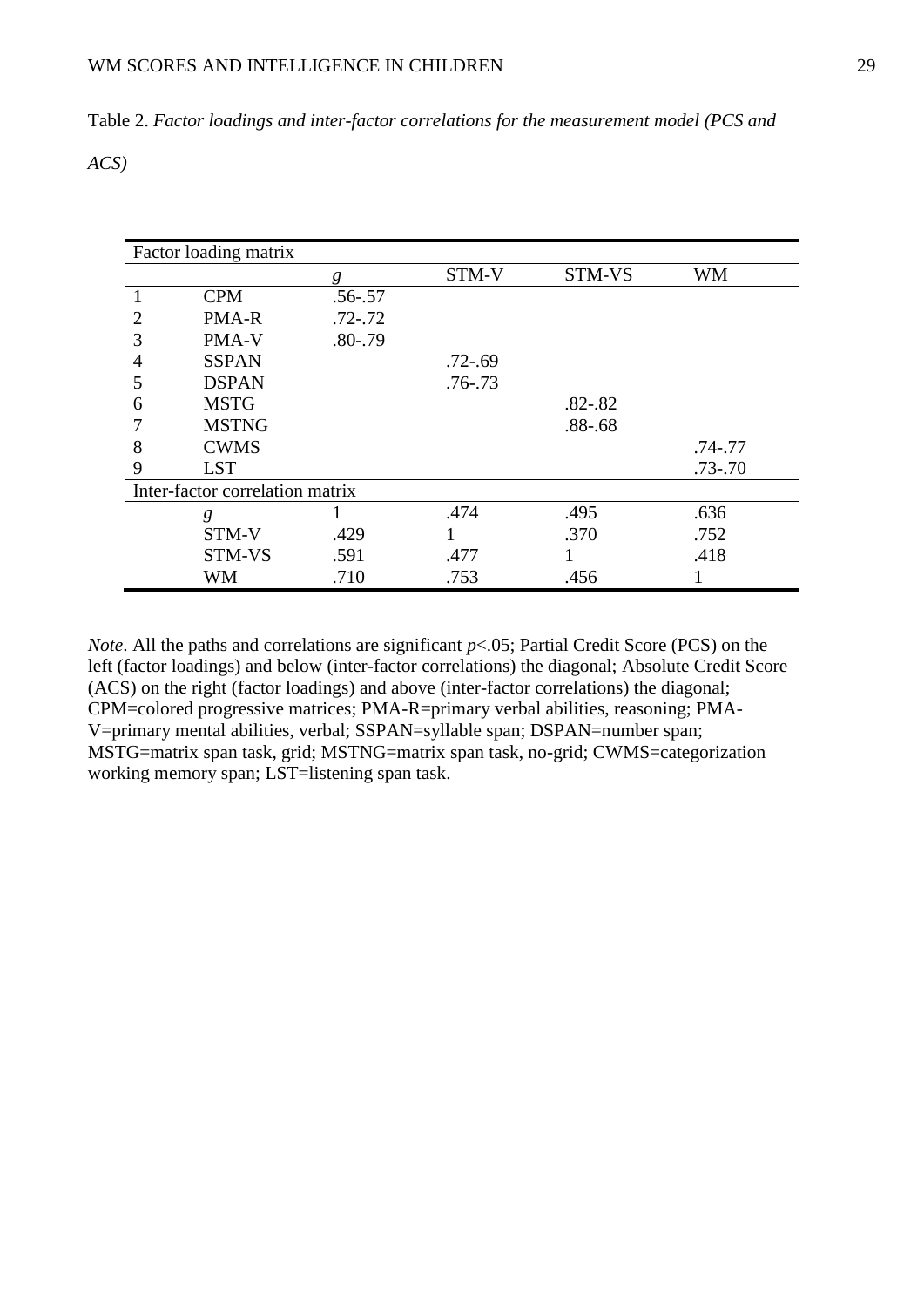Table 2. *Factor loadings and inter-factor correlations for the measurement model (PCS and ACS)*

| Factor loading matrix | | | | | |
|---|---|---|---|---|---|
| | | *g* | STM-V | STM-VS | WM |
| 1 | CPM | .56-.57 | | | |
| 2 | PMA-R | .72-.72 | | | |
| 3 | PMA-V | .80-.79 | | | |
| 4 | SSPAN | | .72-.69 | | |
| 5 | DSPAN | | .76-.73 | | |
| 6 | MSTG | | | .82-.82 | |
| 7 | MSTNG | | | .88-.68 | |
| 8 | CWMS | | | | .74-.77 |
| 9 | LST | | | | .73-.70 |
| Inter-factor correlation matrix | | | | | |
| | *g* | 1 | .474 | .495 | .636 |
| | STM-V | .429 | 1 | .370 | .752 |
| | STM-VS | .591 | .477 | 1 | .418 |
| | WM | .710 | .753 | .456 | 1 |

*Note*. All the paths and correlations are significant $p<.05$; Partial Credit Score (PCS) on the left (factor loadings) and below (inter-factor correlations) the diagonal; Absolute Credit Score (ACS) on the right (factor loadings) and above (inter-factor correlations) the diagonal; CPM=colored progressive matrices; PMA-R=primary verbal abilities, reasoning; PMA-V=primary mental abilities, verbal; SSPAN=syllable span; DSPAN=number span; MSTG=matrix span task, grid; MSTNG=matrix span task, no-grid; CWMS=categorization working memory span; LST=listening span task.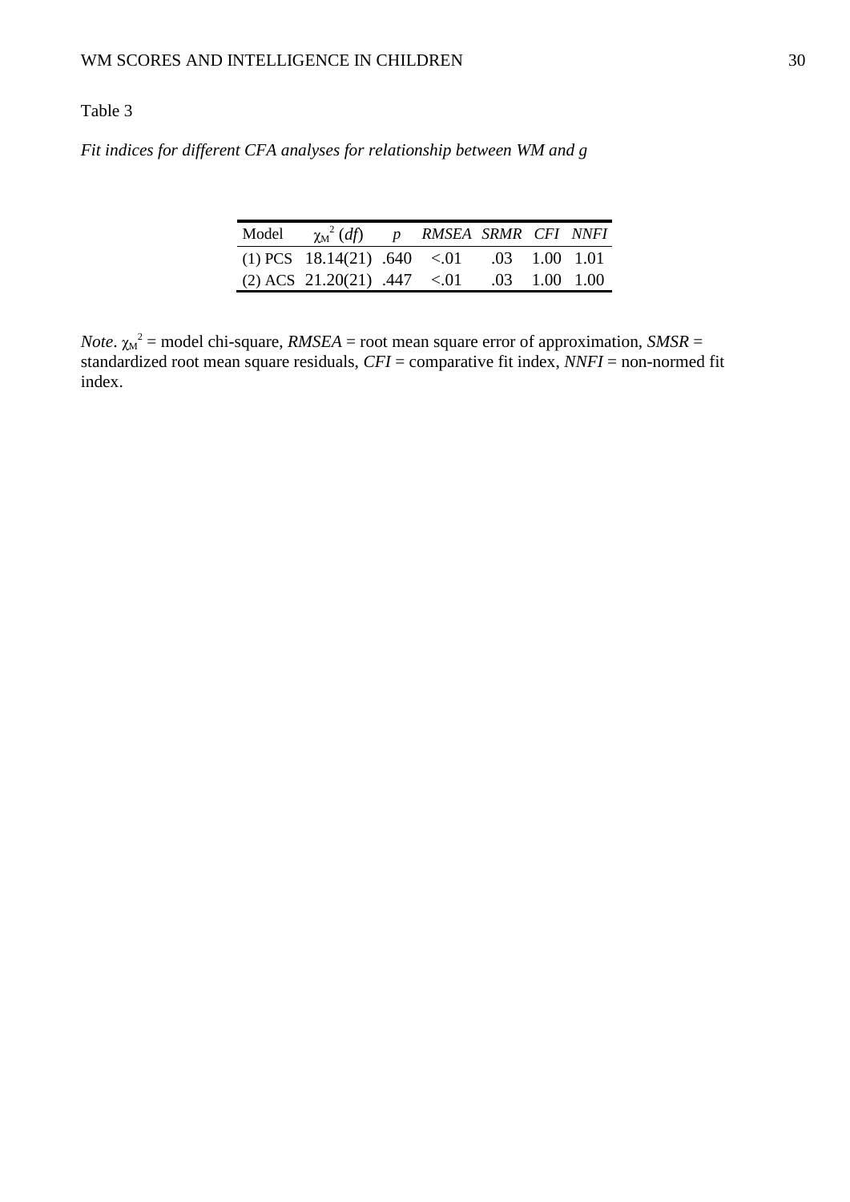Table 3

*Fit indices for different CFA analyses for relationship between WM and g*

| Model | $\chi_M^2$ (*df*) | *p* | *RMSEA* | *SRMR* | *CFI* | *NNFI* |
|---|---|---|---|---|---|---|
| (1) PCS | 18.14(21) | .640 | <.01 | .03 | 1.00 | 1.01 |
| (2) ACS | 21.20(21) | .447 | <.01 | .03 | 1.00 | 1.00 |

*Note*. $\chi_M^2$ = model chi-square, *RMSEA* = root mean square error of approximation, *SMSR* = standardized root mean square residuals, *CFI* = comparative fit index, *NNFI* = non-normed fit index.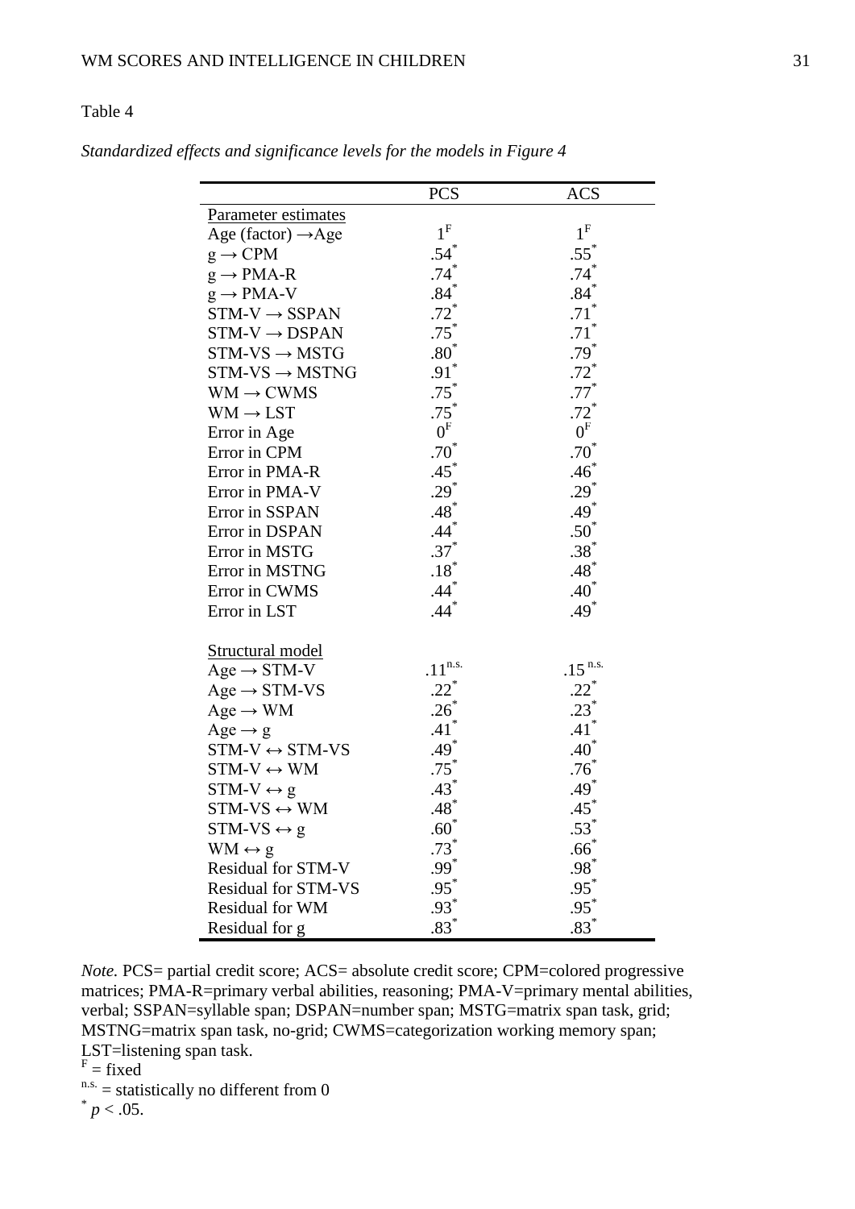Table 4

*Standardized effects and significance levels for the models in Figure 4*

| | PCS | ACS |
|---|---|---|
| Parameter estimates | | |
| Age (factor) →Age | 1[F] | 1[F] |
| g → CPM | .54* | .55* |
| g → PMA-R | .74* | .74* |
| g → PMA-V | .84* | .84* |
| STM-V → SSPAN | .72* | .71* |
| STM-V → DSPAN | .75* | .71* |
| STM-VS → MSTG | .80* | .79* |
| STM-VS → MSTNG | .91* | .72* |
| WM → CWMS | .75* | .77* |
| WM → LST | .75* | .72* |
| Error in Age | 0[F] | 0[F] |
| Error in CPM | .70* | .70* |
| Error in PMA-R | .45* | .46* |
| Error in PMA-V | .29* | .29* |
| Error in SSPAN | .48* | .49* |
| Error in DSPAN | .44* | .50* |
| Error in MSTG | .37* | .38* |
| Error in MSTNG | .18* | .48* |
| Error in CWMS | .44* | .40* |
| Error in LST | .44* | .49* |
| Structural model | | |
| Age → STM-V | .11[n.s.] | .15[n.s.] |
| Age → STM-VS | .22* | .22* |
| Age → WM | .26* | .23* |
| Age → g | .41* | .41* |
| STM-V ↔ STM-VS | .49* | .40* |
| STM-V ↔ WM | .75* | .76* |
| STM-V ↔ g | .43* | .49* |
| STM-VS ↔ WM | .48* | .45* |
| STM-VS ↔ g | .60* | .53* |
| WM ↔ g | .73* | .66* |
| Residual for STM-V | .99* | .98* |
| Residual for STM-VS | .95* | .95* |
| Residual for WM | .93* | .95* |
| Residual for g | .83* | .83* |

*Note.* PCS= partial credit score; ACS= absolute credit score; CPM=colored progressive matrices; PMA-R=primary verbal abilities, reasoning; PMA-V=primary mental abilities, verbal; SSPAN=syllable span; DSPAN=number span; MSTG=matrix span task, grid; MSTNG=matrix span task, no-grid; CWMS=categorization working memory span; LST=listening span task.

[F] = fixed

[n.s.] = statistically no different from 0

* $p < .05$.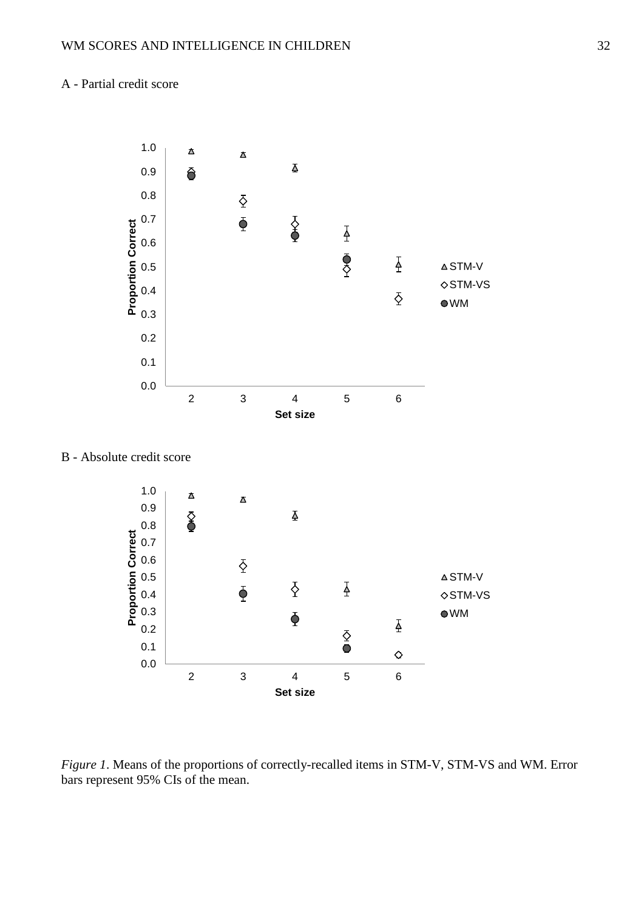A - Partial credit score

B - Absolute credit score

*Figure 1*. Means of the proportions of correctly-recalled items in STM-V, STM-VS and WM. Error bars represent 95% CIs of the mean.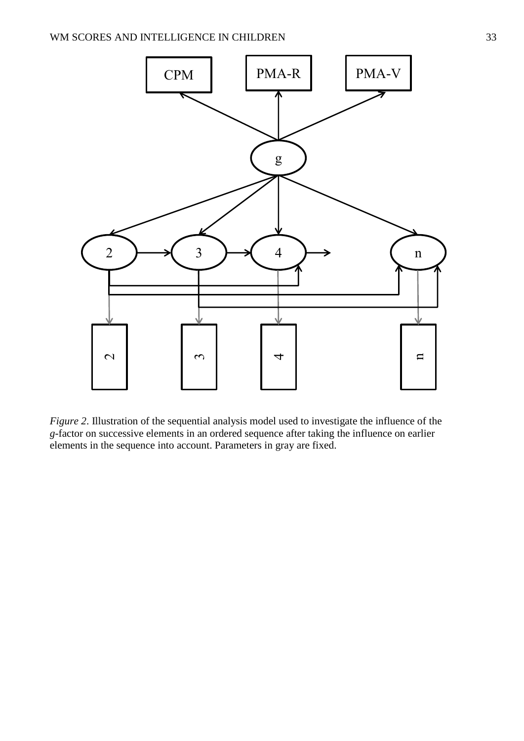*Figure 2*. Illustration of the sequential analysis model used to investigate the influence of the *g*-factor on successive elements in an ordered sequence after taking the influence on earlier elements in the sequence into account. Parameters in gray are fixed.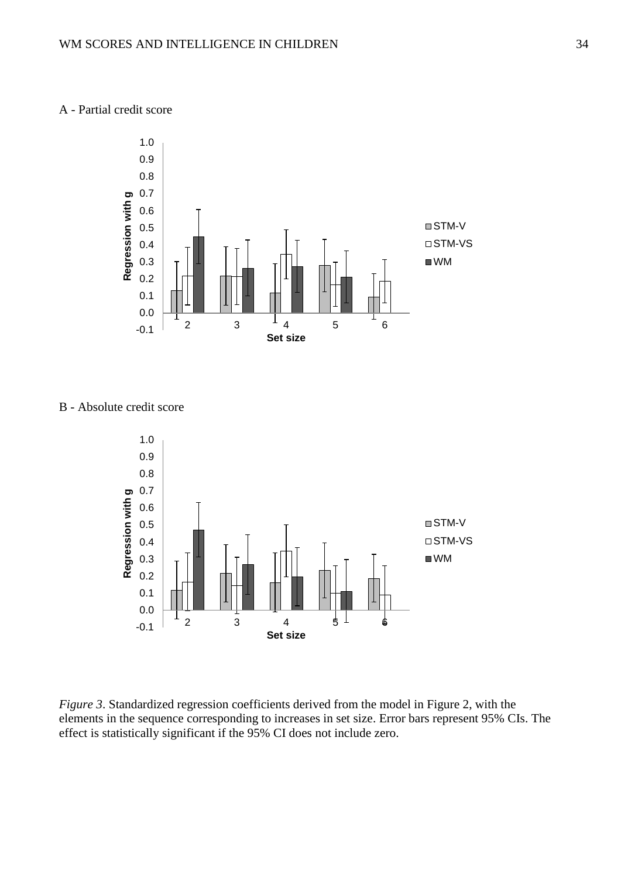A - Partial credit score

B - Absolute credit score

*Figure 3*. Standardized regression coefficients derived from the model in Figure 2, with the elements in the sequence corresponding to increases in set size. Error bars represent 95% CIs. The effect is statistically significant if the 95% CI does not include zero.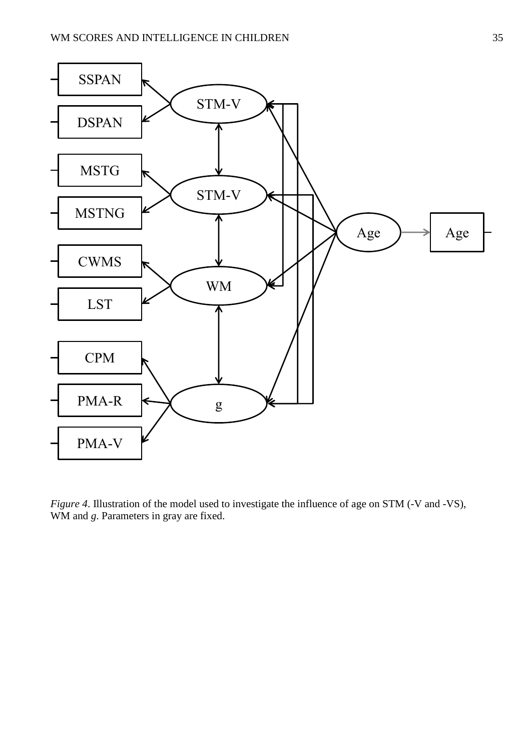SSPAN

DSPAN

STM-V

MSTG

MSTNG

STM-V

Age

Age

CWMS

LST

WM

CPM

PMA-R

PMA-V

g

*Figure 4*. Illustration of the model used to investigate the influence of age on STM (-V and -VS), WM and *g*. Parameters in gray are fixed.